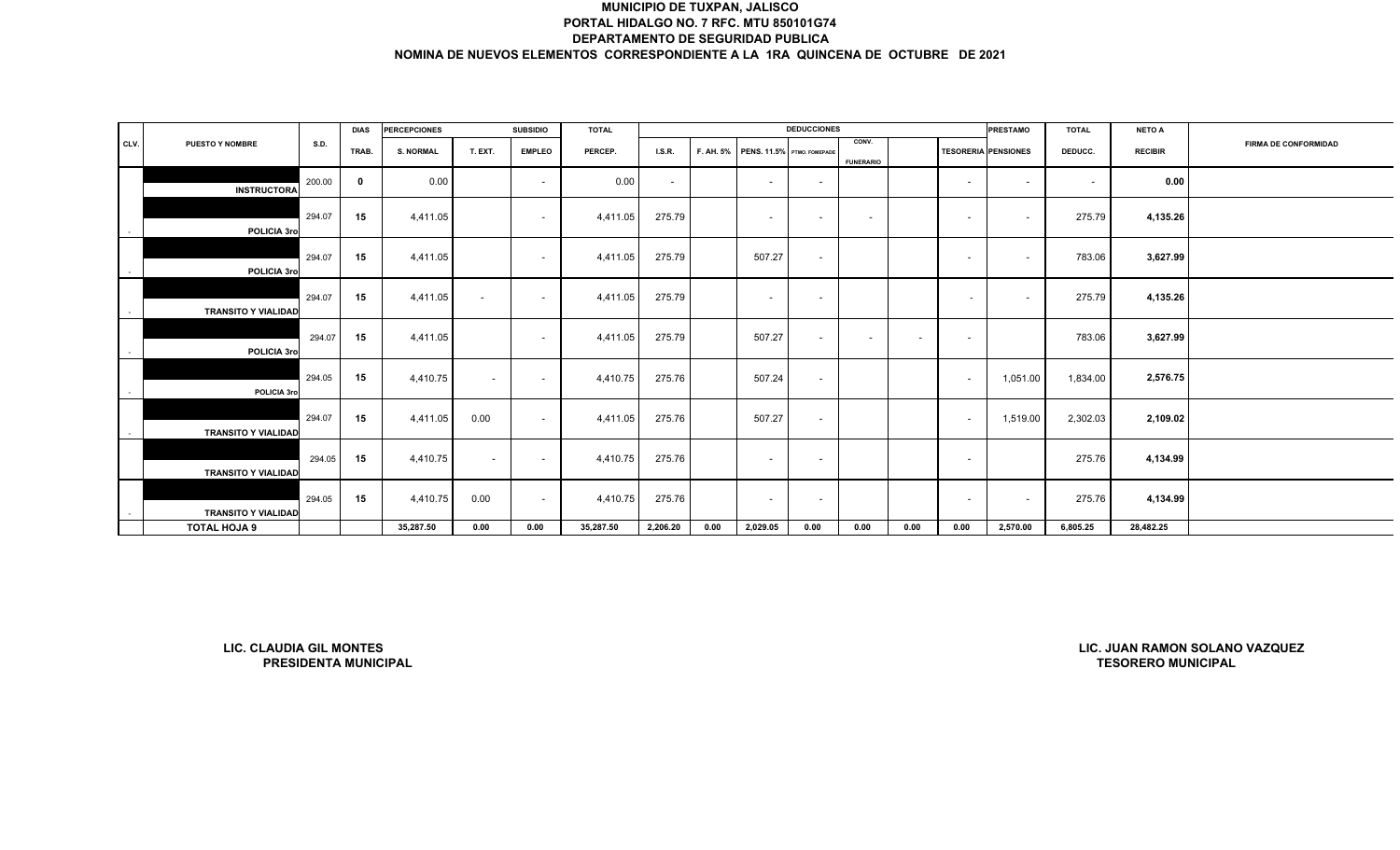# MUNICIPIO DE TUXPAN, JALISCO
## PORTAL HIDALGO NO. 7 RFC. MTU 850101G74
## DEPARTAMENTO DE SEGURIDAD PUBLICA
## NOMINA DE NUEVOS ELEMENTOS CORRESPONDIENTE A LA 1RA QUINCENA DE OCTUBRE DE 2021

| CLV. | PUESTO Y NOMBRE | S.D. | DIAS | PERCEPCIONES | | SUBSIDIO | TOTAL | DEDUCCIONES | | | | | | | PRESTAMO | TOTAL | NETO A | FIRMA DE CONFORMIDAD |
|---|---|---|---|---|---|---|---|---|---|---|---|---|---|---|---|---|---|---|
| | | | TRAB. | S. NORMAL | T. EXT. | EMPLEO | PERCEP. | I.S.R. | F. AH. 5% | PENS. 11.5% | PTMO. FOMEPADE | CONV. FUNERARIO | | TESORERIA | PENSIONES | DEDUCC. | RECIBIR | |
| | INSTRUCTORA | 200.00 | 0 | 0.00 | | - | 0.00 | - | | - | - | | | - | - | - | 0.00 | |
| - | POLICIA 3ro | 294.07 | 15 | 4,411.05 | | - | 4,411.05 | 275.79 | | - | - | - | | - | - | 275.79 | 4,135.26 | |
| - | POLICIA 3ro | 294.07 | 15 | 4,411.05 | | - | 4,411.05 | 275.79 | | 507.27 | - | | | - | - | 783.06 | 3,627.99 | |
| - | TRANSITO Y VIALIDAD | 294.07 | 15 | 4,411.05 | - | - | 4,411.05 | 275.79 | | - | - | | | - | - | 275.79 | 4,135.26 | |
| - | POLICIA 3ro | 294.07 | 15 | 4,411.05 | | - | 4,411.05 | 275.79 | | 507.27 | - | - | - | - | | 783.06 | 3,627.99 | |
| - | POLICIA 3ro | 294.05 | 15 | 4,410.75 | - | - | 4,410.75 | 275.76 | | 507.24 | - | | | - | 1,051.00 | 1,834.00 | 2,576.75 | |
| - | TRANSITO Y VIALIDAD | 294.07 | 15 | 4,411.05 | 0.00 | - | 4,411.05 | 275.76 | | 507.27 | - | | | - | 1,519.00 | 2,302.03 | 2,109.02 | |
| | TRANSITO Y VIALIDAD | 294.05 | 15 | 4,410.75 | - | - | 4,410.75 | 275.76 | | - | - | | | - | | 275.76 | 4,134.99 | |
| - | TRANSITO Y VIALIDAD | 294.05 | 15 | 4,410.75 | 0.00 | - | 4,410.75 | 275.76 | | - | - | | | - | - | 275.76 | 4,134.99 | |
| | **TOTAL HOJA 9** | | | 35,287.50 | 0.00 | 0.00 | 35,287.50 | 2,206.20 | 0.00 | 2,029.05 | 0.00 | 0.00 | 0.00 | 0.00 | 2,570.00 | 6,805.25 | 28,482.25 | |

**LIC. CLAUDIA GIL MONTES**
**PRESIDENTA MUNICIPAL**

**LIC. JUAN RAMON SOLANO VAZQUEZ**
**TESORERO MUNICIPAL**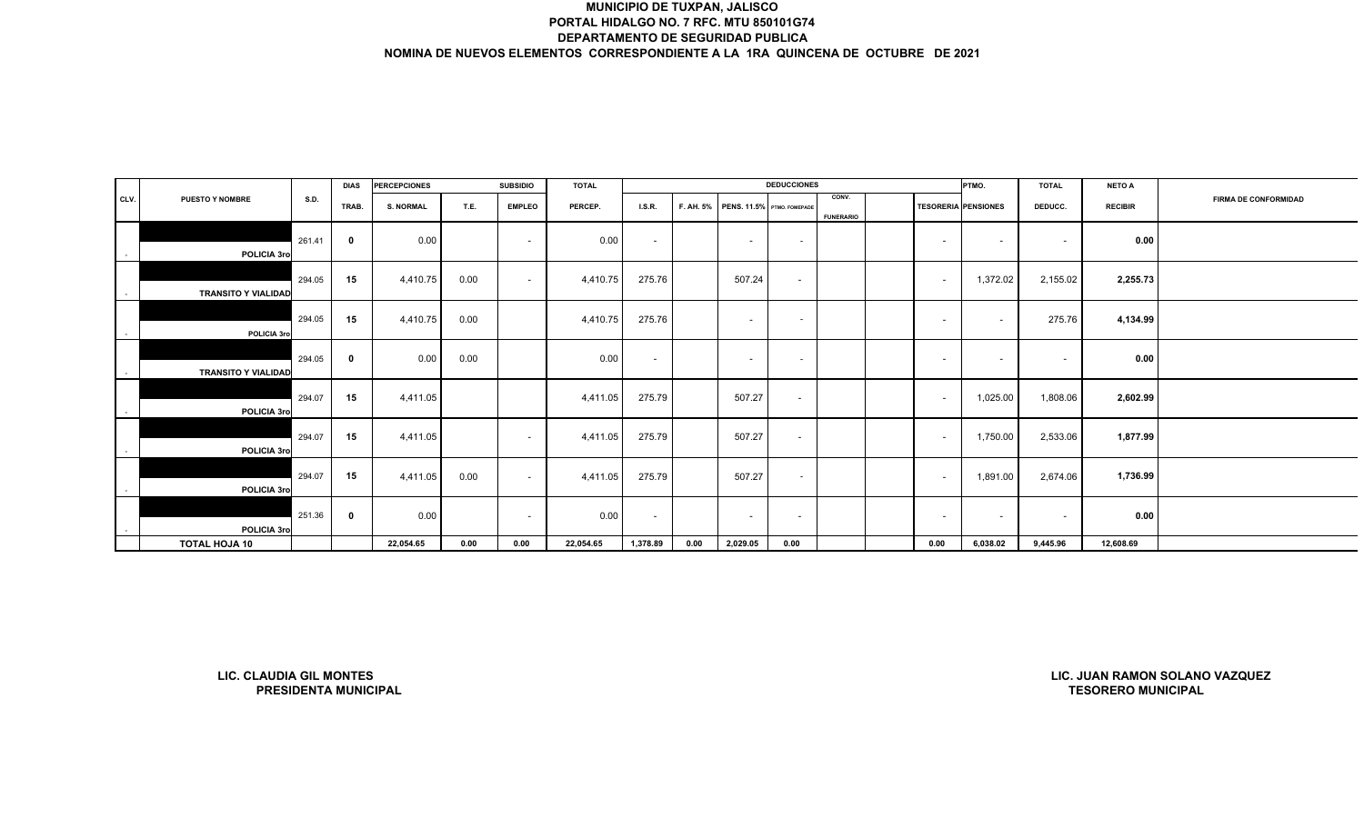**MUNICIPIO DE TUXPAN, JALISCO**
**PORTAL HIDALGO NO. 7 RFC. MTU 850101G74**
**DEPARTAMENTO DE SEGURIDAD PUBLICA**
**NOMINA DE NUEVOS ELEMENTOS CORRESPONDIENTE A LA 1RA QUINCENA DE OCTUBRE DE 2021**

| CLV. | PUESTO Y NOMBRE | S.D. | DIAS TRAB. | PERCEPCIONES S. NORMAL | T.E. | SUBSIDIO EMPLEO | TOTAL PERCEP. | DEDUCCIONES I.S.R. | F. AH. 5% | PENS. 11.5% | PTMO. FOMEPADE | CONV. FUNERARIO | | TESORERIA | PTMO. PENSIONES | TOTAL DEDUCC. | NETO A RECIBIR | FIRMA DE CONFORMIDAD |
|---|---|---|---|---|---|---|---|---|---|---|---|---|---|---|---|---|---|---|
| - | POLICIA 3ro | 261.41 | 0 | 0.00 | | - | 0.00 | - | | - | - | | | - | - | - | 0.00 | |
| - | TRANSITO Y VIALIDAD | 294.05 | 15 | 4,410.75 | 0.00 | - | 4,410.75 | 275.76 | | 507.24 | - | | | - | 1,372.02 | 2,155.02 | 2,255.73 | |
| - | POLICIA 3ro | 294.05 | 15 | 4,410.75 | 0.00 | | 4,410.75 | 275.76 | | - | - | | | - | - | 275.76 | 4,134.99 | |
| - | TRANSITO Y VIALIDAD | 294.05 | 0 | 0.00 | 0.00 | | 0.00 | - | | - | - | | | - | - | - | 0.00 | |
| - | POLICIA 3ro | 294.07 | 15 | 4,411.05 | | | 4,411.05 | 275.79 | | 507.27 | - | | | - | 1,025.00 | 1,808.06 | 2,602.99 | |
| - | POLICIA 3ro | 294.07 | 15 | 4,411.05 | | - | 4,411.05 | 275.79 | | 507.27 | - | | | - | 1,750.00 | 2,533.06 | 1,877.99 | |
| - | POLICIA 3ro | 294.07 | 15 | 4,411.05 | 0.00 | - | 4,411.05 | 275.79 | | 507.27 | - | | | - | 1,891.00 | 2,674.06 | 1,736.99 | |
| - | POLICIA 3ro | 251.36 | 0 | 0.00 | | - | 0.00 | - | | - | - | | | - | - | - | 0.00 | |
| | **TOTAL HOJA 10** | | | **22,054.65** | **0.00** | **0.00** | **22,054.65** | **1,378.89** | **0.00** | **2,029.05** | **0.00** | | | **0.00** | **6,038.02** | **9,445.96** | **12,608.69** | |

**LIC. CLAUDIA GIL MONTES**
**PRESIDENTA MUNICIPAL**

**LIC. JUAN RAMON SOLANO VAZQUEZ**
**TESORERO MUNICIPAL**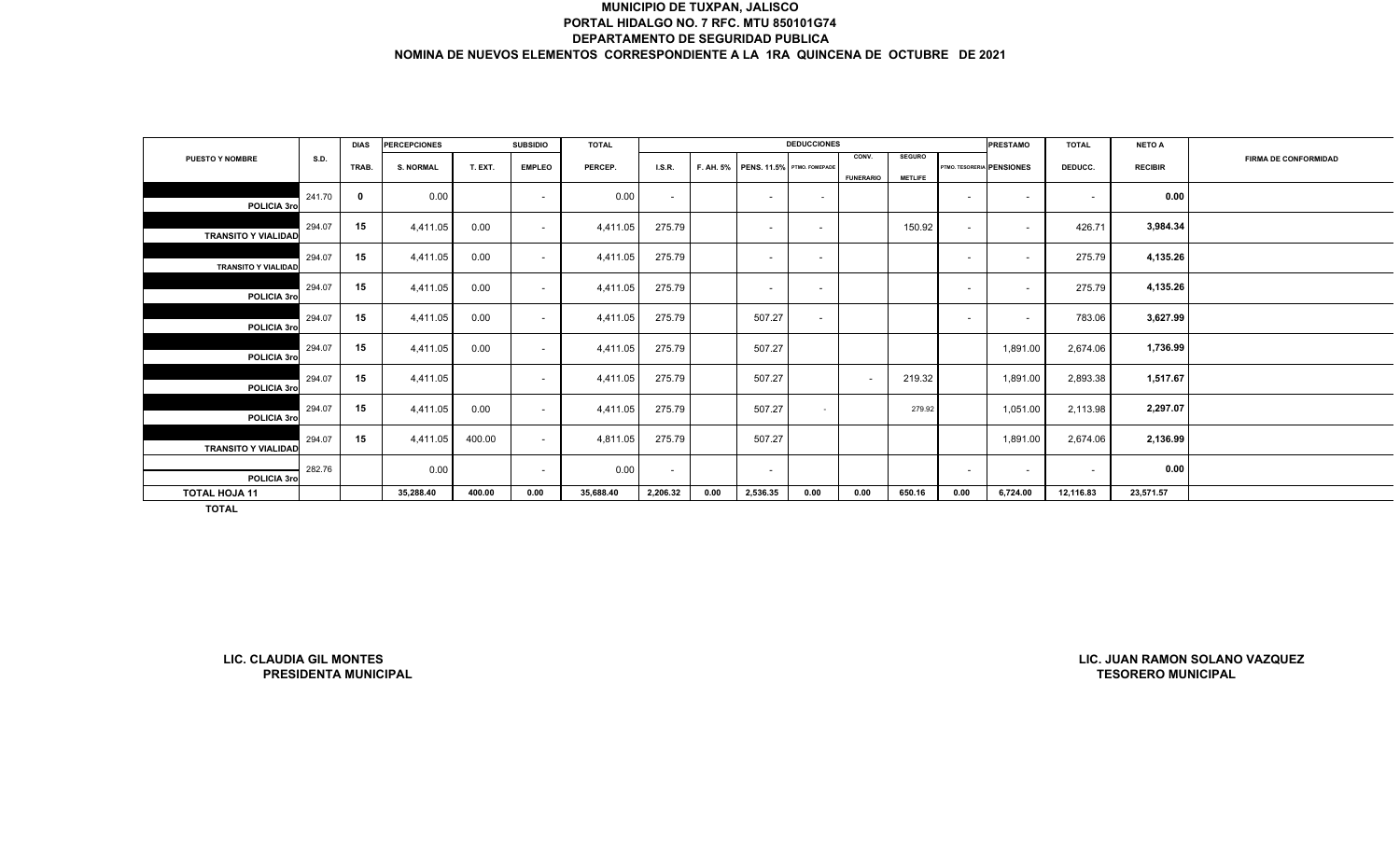**MUNICIPIO DE TUXPAN, JALISCO**
**PORTAL HIDALGO NO. 7 RFC. MTU 850101G74**
**DEPARTAMENTO DE SEGURIDAD PUBLICA**
**NOMINA DE NUEVOS ELEMENTOS CORRESPONDIENTE A LA 1RA QUINCENA DE OCTUBRE DE 2021**

| PUESTO Y NOMBRE | S.D. | DIAS TRAB. | PERCEPCIONES S. NORMAL | T. EXT. | SUBSIDIO EMPLEO | TOTAL PERCEP. | DEDUCCIONES I.S.R. | F. AH. 5% | PENS. 11.5% | PTMO. FOMEPADE | CONV. FUNERARIO | SEGURO METLIFE | PTMO. TESORERIA | PRESTAMO PENSIONES | TOTAL DEDUCC. | NETO A RECIBIR | FIRMA DE CONFORMIDAD |
|---|---|---|---|---|---|---|---|---|---|---|---|---|---|---|---|---|---|
| POLICIA 3ro | 241.70 | 0 | 0.00 | | - | 0.00 | - | | - | - | | | - | - | - | 0.00 | |
| TRANSITO Y VIALIDAD | 294.07 | 15 | 4,411.05 | 0.00 | - | 4,411.05 | 275.79 | | - | - | | 150.92 | - | - | 426.71 | 3,984.34 | |
| TRANSITO Y VIALIDAD | 294.07 | 15 | 4,411.05 | 0.00 | - | 4,411.05 | 275.79 | | - | - | | | - | - | 275.79 | 4,135.26 | |
| POLICIA 3ro | 294.07 | 15 | 4,411.05 | 0.00 | - | 4,411.05 | 275.79 | | - | - | | | - | - | 275.79 | 4,135.26 | |
| POLICIA 3ro | 294.07 | 15 | 4,411.05 | 0.00 | - | 4,411.05 | 275.79 | | 507.27 | - | | | - | - | 783.06 | 3,627.99 | |
| POLICIA 3ro | 294.07 | 15 | 4,411.05 | 0.00 | - | 4,411.05 | 275.79 | | 507.27 | | | | | 1,891.00 | 2,674.06 | 1,736.99 | |
| POLICIA 3ro | 294.07 | 15 | 4,411.05 | | - | 4,411.05 | 275.79 | | 507.27 | | - | 219.32 | | 1,891.00 | 2,893.38 | 1,517.67 | |
| POLICIA 3ro | 294.07 | 15 | 4,411.05 | 0.00 | - | 4,411.05 | 275.79 | | 507.27 | - | | 279.92 | | 1,051.00 | 2,113.98 | 2,297.07 | |
| TRANSITO Y VIALIDAD | 294.07 | 15 | 4,411.05 | 400.00 | - | 4,811.05 | 275.79 | | 507.27 | | | | | 1,891.00 | 2,674.06 | 2,136.99 | |
| POLICIA 3ro | 282.76 | | 0.00 | | - | 0.00 | - | | - | | | | - | - | - | 0.00 | |
| TOTAL HOJA 11 | | | 35,288.40 | 400.00 | 0.00 | 35,688.40 | 2,206.32 | 0.00 | 2,536.35 | 0.00 | 0.00 | 650.16 | 0.00 | 6,724.00 | 12,116.83 | 23,571.57 | |

**TOTAL**

**LIC. CLAUDIA GIL MONTES**
**PRESIDENTA MUNICIPAL**

**LIC. JUAN RAMON SOLANO VAZQUEZ**
**TESORERO MUNICIPAL**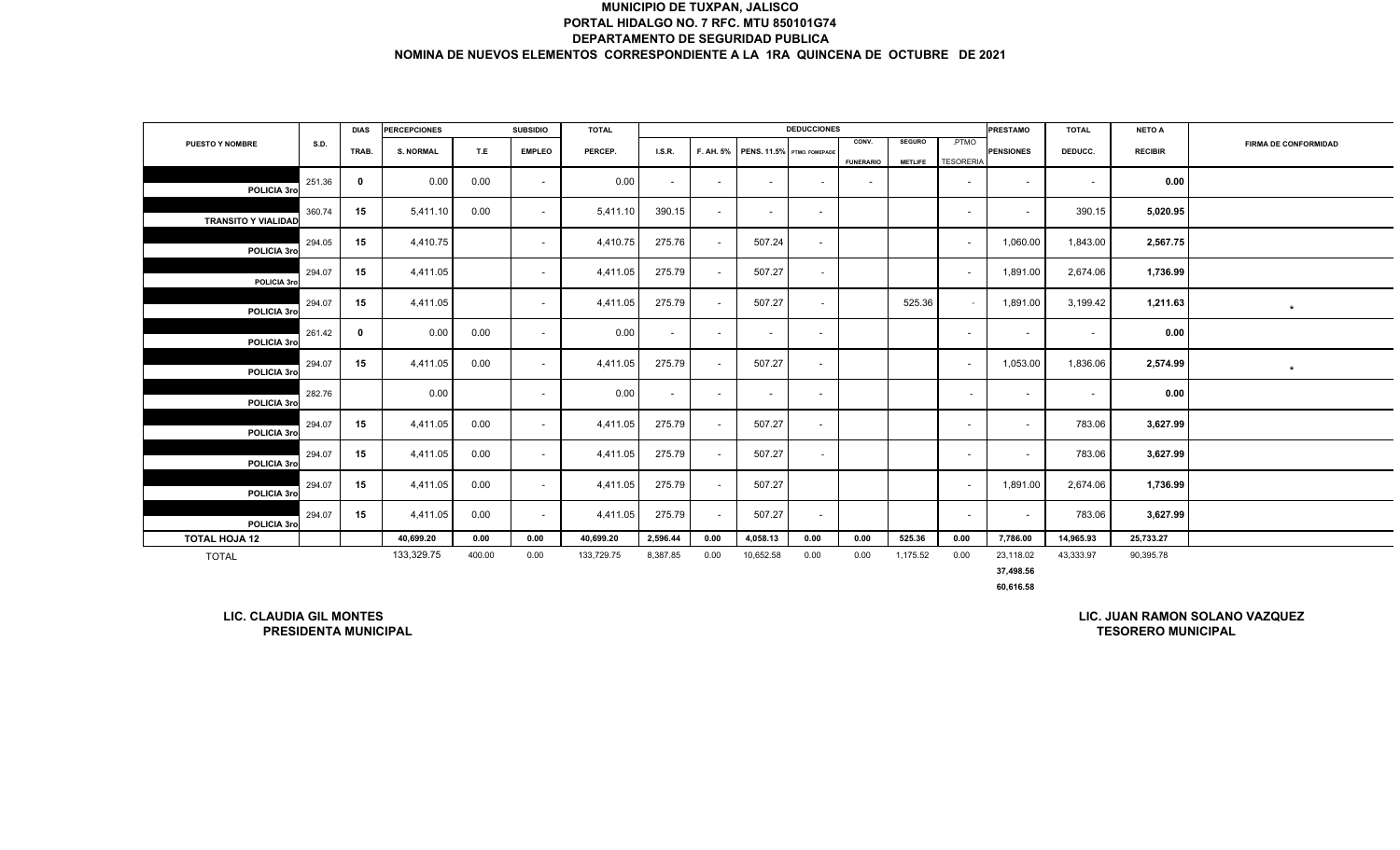# MUNICIPIO DE TUXPAN, JALISCO
## PORTAL HIDALGO NO. 7 RFC. MTU 850101G74
## DEPARTAMENTO DE SEGURIDAD PUBLICA
## NOMINA DE NUEVOS ELEMENTOS CORRESPONDIENTE A LA 1RA QUINCENA DE OCTUBRE DE 2021

| PUESTO Y NOMBRE | S.D. | DIAS TRAB. | PERCEPCIONES S. NORMAL | T.E | SUBSIDIO EMPLEO | TOTAL PERCEP. | DEDUCCIONES I.S.R. | F. AH. 5% | PENS. 11.5% | PTMO. FOMEPADE | CONV. FUNERARIO | SEGURO METLIFE | PTMO TESORERIA | PRESTAMO PENSIONES | TOTAL DEDUCC. | NETO A RECIBIR | FIRMA DE CONFORMIDAD |
|---|---|---|---|---|---|---|---|---|---|---|---|---|---|---|---|---|---|
| POLICIA 3ro | 251.36 | 0 | 0.00 | 0.00 | - | 0.00 | - | - | - | - | - | | - | - | - | 0.00 | |
| TRANSITO Y VIALIDAD | 360.74 | 15 | 5,411.10 | 0.00 | - | 5,411.10 | 390.15 | - | - | - | | | - | - | 390.15 | 5,020.95 | |
| POLICIA 3ro | 294.05 | 15 | 4,410.75 | | - | 4,410.75 | 275.76 | - | 507.24 | - | | | - | 1,060.00 | 1,843.00 | 2,567.75 | |
| POLICIA 3ro | 294.07 | 15 | 4,411.05 | | - | 4,411.05 | 275.79 | - | 507.27 | - | | | - | 1,891.00 | 2,674.06 | 1,736.99 | |
| POLICIA 3ro | 294.07 | 15 | 4,411.05 | | - | 4,411.05 | 275.79 | - | 507.27 | - | | 525.36 | - | 1,891.00 | 3,199.42 | 1,211.63 | * |
| POLICIA 3ro | 261.42 | 0 | 0.00 | 0.00 | - | 0.00 | - | - | - | - | | | - | - | - | 0.00 | |
| POLICIA 3ro | 294.07 | 15 | 4,411.05 | 0.00 | - | 4,411.05 | 275.79 | - | 507.27 | - | | | - | 1,053.00 | 1,836.06 | 2,574.99 | * |
| POLICIA 3ro | 282.76 | | 0.00 | | - | 0.00 | - | - | - | - | | | - | - | - | 0.00 | |
| POLICIA 3ro | 294.07 | 15 | 4,411.05 | 0.00 | - | 4,411.05 | 275.79 | - | 507.27 | - | | | - | - | 783.06 | 3,627.99 | |
| POLICIA 3ro | 294.07 | 15 | 4,411.05 | 0.00 | - | 4,411.05 | 275.79 | - | 507.27 | - | | | - | - | 783.06 | 3,627.99 | |
| POLICIA 3ro | 294.07 | 15 | 4,411.05 | 0.00 | - | 4,411.05 | 275.79 | - | 507.27 | | | | - | 1,891.00 | 2,674.06 | 1,736.99 | |
| POLICIA 3ro | 294.07 | 15 | 4,411.05 | 0.00 | - | 4,411.05 | 275.79 | - | 507.27 | - | | | - | - | 783.06 | 3,627.99 | |
| **TOTAL HOJA 12** | | | **40,699.20** | **0.00** | **0.00** | **40,699.20** | **2,596.44** | **0.00** | **4,058.13** | **0.00** | **0.00** | **525.36** | **0.00** | **7,786.00** | **14,965.93** | **25,733.27** | |
| TOTAL | | | 133,329.75 | 400.00 | 0.00 | 133,729.75 | 8,387.85 | 0.00 | 10,652.58 | 0.00 | 0.00 | 1,175.52 | 0.00 | 23,118.02 | 43,333.97 | 90,395.78 | |
| | | | | | | | | | | | | | | **37,498.56** | | | |
| | | | | | | | | | | | | | | **60,616.58** | | | |

**LIC. CLAUDIA GIL MONTES**
**PRESIDENTA MUNICIPAL**

**LIC. JUAN RAMON SOLANO VAZQUEZ**
**TESORERO MUNICIPAL**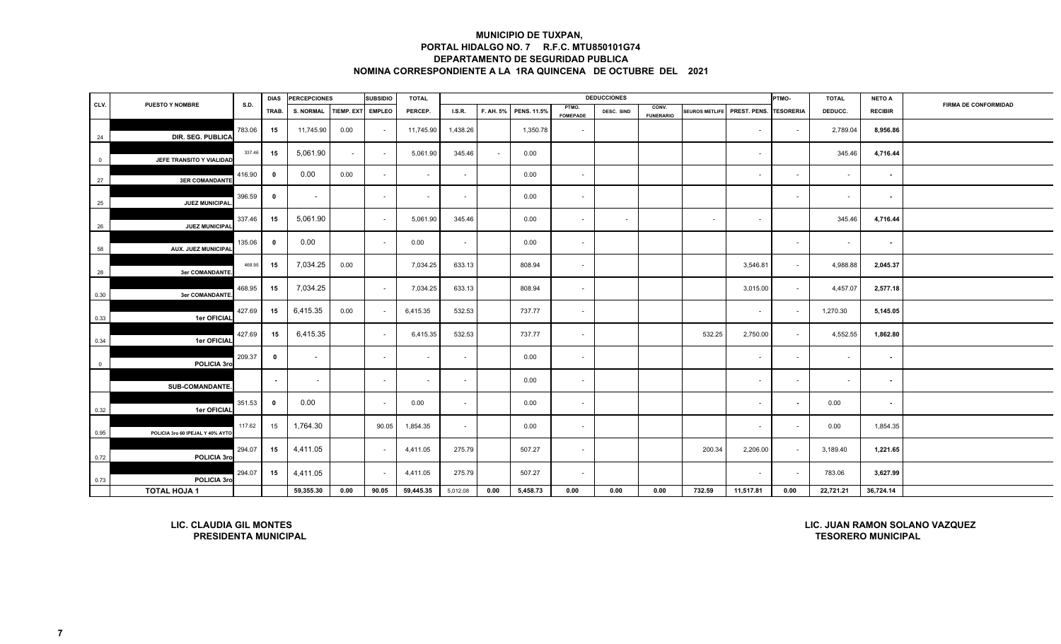# MUNICIPIO DE TUXPAN,

## PORTAL HIDALGO NO. 7 R.F.C. MTU850101G74

## DEPARTAMENTO DE SEGURIDAD PUBLICA

## NOMINA CORRESPONDIENTE A LA 1RA QUINCENA DE OCTUBRE DEL 2021

| CLV. | PUESTO Y NOMBRE | S.D. | DIAS TRAB. | PERCEPCIONES S. NORMAL | TIEMP. EXT | SUBSIDIO EMPLEO | TOTAL PERCEP. | DEDUCCIONES I.S.R. | F. AH. 5% | PENS. 11.5% | PTMO. FOMEPADE | DESC. SIND | CONV. FUNERARIO | SEUROS METLIFE | PREST. PENS. | PTMO- TESORERIA | TOTAL DEDUCC. | NETO A RECIBIR | FIRMA DE CONFORMIDAD |
|---|---|---|---|---|---|---|---|---|---|---|---|---|---|---|---|---|---|---|---|
| 24 | DIR. SEG. PUBLICA | 783.06 | 15 | 11,745.90 | 0.00 | - | 11,745.90 | 1,438.26 | | 1,350.78 | - | | | | - | - | 2,789.04 | 8,956.86 | |
| 0 | JEFE TRANSITO Y VIALIDAD | 337.46 | 15 | 5,061.90 | - | - | 5,061.90 | 345.46 | - | 0.00 | | | | | - | | 345.46 | 4,716.44 | |
| 27 | 3ER COMANDANTE | 416.90 | 0 | 0.00 | 0.00 | - | - | - | | 0.00 | - | | | | - | - | - | - | |
| 25 | JUEZ MUNICIPAL. | 396.59 | 0 | - | | - | - | - | | 0.00 | - | | | | | - | - | - | |
| 26 | JUEZ MUNICIPAL | 337.46 | 15 | 5,061.90 | | - | 5,061.90 | 345.46 | | 0.00 | - | - | | - | - | | 345.46 | 4,716.44 | |
| 58 | AUX. JUEZ MUNICIPAL | 135.06 | 0 | 0.00 | | - | 0.00 | - | | 0.00 | - | | | | | - | - | - | |
| 28 | 3er COMANDANTE. | 468.95 | 15 | 7,034.25 | 0.00 | | 7,034.25 | 633.13 | | 808.94 | - | | | | 3,546.81 | - | 4,988.88 | 2,045.37 | |
| 0.30 | 3er COMANDANTE. | 468.95 | 15 | 7,034.25 | | - | 7,034.25 | 633.13 | | 808.94 | - | | | | 3,015.00 | - | 4,457.07 | 2,577.18 | |
| 0.33 | 1er OFICIAL | 427.69 | 15 | 6,415.35 | 0.00 | - | 6,415.35 | 532.53 | | 737.77 | - | | | | - | - | 1,270.30 | 5,145.05 | |
| 0.34 | 1er OFICIAL | 427.69 | 15 | 6,415.35 | | - | 6,415.35 | 532.53 | | 737.77 | - | | | 532.25 | 2,750.00 | - | 4,552.55 | 1,862.80 | |
| 0 | POLICIA 3ro | 209.37 | 0 | - | | - | - | - | | 0.00 | - | | | | - | - | - | - | |
| | SUB-COMANDANTE. | | - | - | | - | - | - | | 0.00 | - | | | | - | - | - | - | |
| 0.32 | 1er OFICIAL | 351.53 | 0 | 0.00 | | - | 0.00 | - | | 0.00 | - | | | | - | - | 0.00 | - | |
| 0.95 | POLICIA 3ro 60 IPEJAL Y 40% AYTO | 117.62 | 15 | 1,764.30 | | 90.05 | 1,854.35 | - | | 0.00 | - | | | | - | - | 0.00 | 1,854.35 | |
| 0.72 | POLICIA 3ro | 294.07 | 15 | 4,411.05 | | - | 4,411.05 | 275.79 | | 507.27 | - | | | 200.34 | 2,206.00 | - | 3,189.40 | 1,221.65 | |
| 0.73 | POLICIA 3ro | 294.07 | 15 | 4,411.05 | | - | 4,411.05 | 275.79 | | 507.27 | - | | | | - | - | 783.06 | 3,627.99 | |
| | **TOTAL HOJA 1** | | | **59,355.30** | **0.00** | **90.05** | **59,445.35** | 5,012.08 | **0.00** | **5,458.73** | **0.00** | **0.00** | **0.00** | **732.59** | **11,517.81** | **0.00** | **22,721.21** | **36,724.14** | |

**LIC. CLAUDIA GIL MONTES**
**PRESIDENTA MUNICIPAL**

**LIC. JUAN RAMON SOLANO VAZQUEZ**
**TESORERO MUNICIPAL**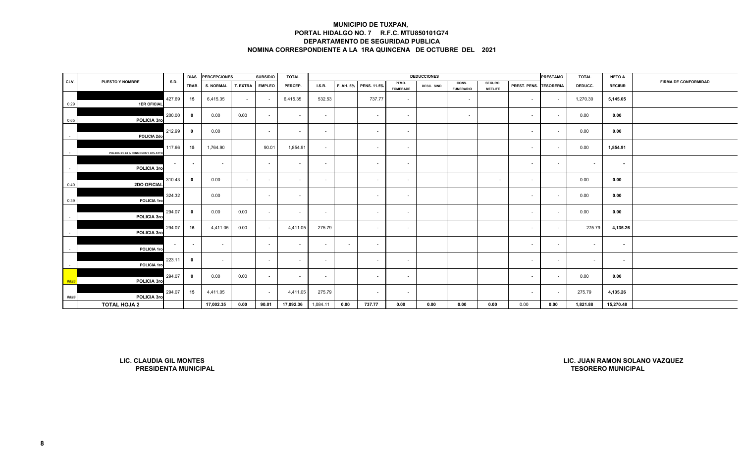# MUNICIPIO DE TUXPAN,
## PORTAL HIDALGO NO. 7 R.F.C. MTU850101G74
## DEPARTAMENTO DE SEGURIDAD PUBLICA
## NOMINA CORRESPONDIENTE A LA 1RA QUINCENA DE OCTUBRE DEL 2021

| CLV. | PUESTO Y NOMBRE | S.D. | DIAS | PERCEPCIONES | | SUBSIDIO | TOTAL | DEDUCCIONES | | | | | | | | | PRESTAMO | TOTAL | NETO A | FIRMA DE CONFORMIDAD |
|---|---|---|---|---|---|---|---|---|---|---|---|---|---|---|---|---|---|---|---|---|
| | | | TRAB. | S. NORMAL | T. EXTRA | EMPLEO | PERCEP. | I.S.R. | F. AH. 5% | PENS. 11.5% | PTMO. FOMEPADE | DESC. SIND | CONV. FUNERARIO | SEGURO METLIFE | PREST. PENS. | TESORERIA | DEDUCC. | RECIBIR | |
| 0.29 | 1ER OFICIAL | 427.69 | 15 | 6,415.35 | - | - | 6,415.35 | 532.53 | | 737.77 | - | | - | | - | - | 1,270.30 | 5,145.05 | |
| 0.65 | POLICIA 3ro | 200.00 | 0 | 0.00 | 0.00 | - | - | - | | - | - | | - | | - | - | 0.00 | 0.00 | |
| - | POLICIA 2do | 212.99 | 0 | 0.00 | | - | - | - | | - | - | | | | - | - | 0.00 | 0.00 | |
| - | POLICIA 3ro 60 % PENSIONES Y 40% AYTO | 117.66 | 15 | 1,764.90 | | 90.01 | 1,854.91 | - | | - | - | | | | - | - | 0.00 | 1,854.91 | |
| - | POLICIA 3ro | - | - | - | | - | - | - | | - | - | | | | - | - | - | - | |
| 0.40 | 2DO OFICIAL | 310.43 | 0 | 0.00 | - | - | - | - | | - | - | | | - | - | | 0.00 | 0.00 | |
| 0.39 | POLICIA 1ro | 324.32 | | 0.00 | | - | - | | | - | - | | | | - | - | 0.00 | 0.00 | |
| - | POLICIA 3ro | 294.07 | 0 | 0.00 | 0.00 | - | - | - | | - | - | | | | - | - | 0.00 | 0.00 | |
| - | POLICIA 3ro | 294.07 | 15 | 4,411.05 | 0.00 | - | 4,411.05 | 275.79 | | - | - | | | | - | - | 275.79 | 4,135.26 | |
| - | POLICIA 1ro | - | - | - | | - | - | - | - | - | | | | | - | - | - | - | |
| - | POLICIA 1ro | 223.11 | 0 | - | | - | - | - | | - | - | | | | - | - | - | - | |
| #### | POLICIA 3ro | 294.07 | 0 | 0.00 | 0.00 | - | - | - | | - | - | | | | - | - | 0.00 | 0.00 | |
| #### | POLICIA 3ro | 294.07 | 15 | 4,411.05 | | - | 4,411.05 | 275.79 | | - | - | | | | - | - | 275.79 | 4,135.26 | |
| | TOTAL HOJA 2 | | | 17,002.35 | 0.00 | 90.01 | 17,092.36 | 1,084.11 | 0.00 | 737.77 | 0.00 | 0.00 | 0.00 | 0.00 | 0.00 | 0.00 | 1,821.88 | 15,270.48 | |

**LIC. CLAUDIA GIL MONTES**
**PRESIDENTA MUNICIPAL**

**LIC. JUAN RAMON SOLANO VAZQUEZ**
**TESORERO MUNICIPAL**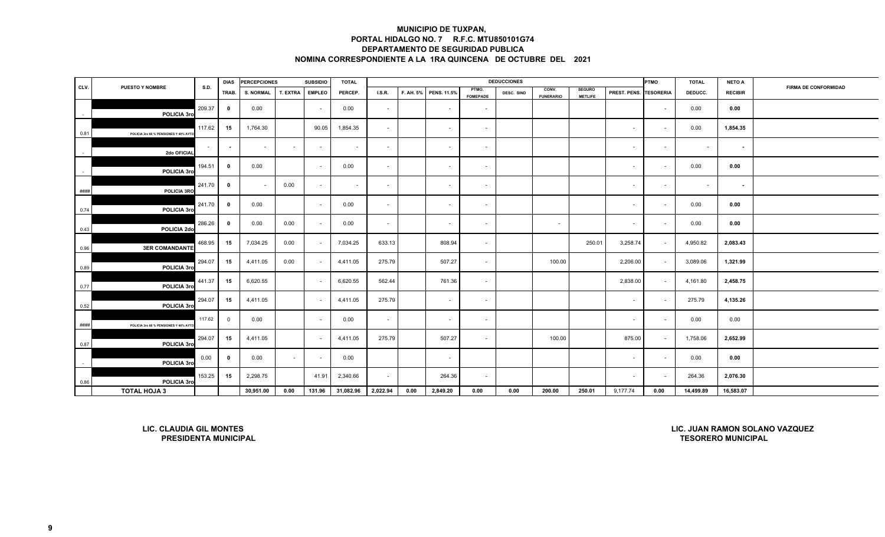**MUNICIPIO DE TUXPAN,**
**PORTAL HIDALGO NO. 7 R.F.C. MTU850101G74**
**DEPARTAMENTO DE SEGURIDAD PUBLICA**
**NOMINA CORRESPONDIENTE A LA 1RA QUINCENA DE OCTUBRE DEL 2021**

| CLV. | PUESTO Y NOMBRE | S.D. | DIAS | PERCEPCIONES | | SUBSIDIO | TOTAL | DEDUCCIONES | | | | | | | | PTMO | TOTAL | NETO A | FIRMA DE CONFORMIDAD |
|---|---|---|---|---|---|---|---|---|---|---|---|---|---|---|---|---|---|---|---|
| | | | TRAB. | S. NORMAL | T. EXTRA | EMPLEO | PERCEP. | I.S.R. | F. AH. 5% | PENS. 11.5% | PTMO. FOMEPADE | DESC. SIND | CONV. FUNERARIO | SEGURO METLIFE | PREST. PENS. | TESORERIA | DEDUCC. | RECIBIR | |
| - | POLICIA 3ro | 209.37 | 0 | 0.00 | | - | 0.00 | - | | - | - | | | | | - | 0.00 | 0.00 | |
| 0.81 | POLICIA 3ro 60 % PENSIONES Y 40% AYTO | 117.62 | 15 | 1,764.30 | | 90.05 | 1,854.35 | - | | - | - | | | | - | - | 0.00 | 1,854.35 | |
| - | 2do OFICIAL | - | - | - | - | - | - | - | | - | - | | | | - | - | - | - | |
| - | POLICIA 3ro | 194.51 | 0 | 0.00 | | - | 0.00 | - | | - | - | | | | - | - | 0.00 | 0.00 | |
| #### | POLICIA 3RO | 241.70 | 0 | - | 0.00 | - | - | - | | - | - | | | | - | - | - | - | |
| 0.74 | POLICIA 3ro | 241.70 | 0 | 0.00 | | - | 0.00 | - | | - | - | | | | - | - | 0.00 | 0.00 | |
| 0.43 | POLICIA 2do | 286.26 | 0 | 0.00 | 0.00 | - | 0.00 | - | | - | - | | - | | - | - | 0.00 | 0.00 | |
| 0.96 | 3ER COMANDANTE | 468.95 | 15 | 7,034.25 | 0.00 | - | 7,034.25 | 633.13 | | 808.94 | - | | | 250.01 | 3,258.74 | - | 4,950.82 | 2,083.43 | |
| 0.89 | POLICIA 3ro | 294.07 | 15 | 4,411.05 | 0.00 | - | 4,411.05 | 275.79 | | 507.27 | - | | 100.00 | | 2,206.00 | - | 3,089.06 | 1,321.99 | |
| 0.77 | POLICIA 3ro | 441.37 | 15 | 6,620.55 | | - | 6,620.55 | 562.44 | | 761.36 | - | | | | 2,838.00 | - | 4,161.80 | 2,458.75 | |
| 0.52 | POLICIA 3ro | 294.07 | 15 | 4,411.05 | | - | 4,411.05 | 275.79 | | - | - | | | | - | - | 275.79 | 4,135.26 | |
| #### | POLICIA 3ro 60 % PENSIONES Y 40% AYTO | 117.62 | 0 | 0.00 | | - | 0.00 | - | | - | - | | | | - | - | 0.00 | 0.00 | |
| 0.87 | POLICIA 3ro | 294.07 | 15 | 4,411.05 | | - | 4,411.05 | 275.79 | | 507.27 | - | | 100.00 | | 875.00 | - | 1,758.06 | 2,652.99 | |
| - | POLICIA 3ro | 0.00 | 0 | 0.00 | - | - | 0.00 | | | - | | | | | - | - | 0.00 | 0.00 | |
| 0.86 | POLICIA 3ro | 153.25 | 15 | 2,298.75 | | 41.91 | 2,340.66 | - | | 264.36 | - | | | | - | - | 264.36 | 2,076.30 | |
| | **TOTAL HOJA 3** | | | **30,951.00** | **0.00** | **131.96** | **31,082.96** | **2,022.94** | **0.00** | **2,849.20** | **0.00** | **0.00** | **200.00** | **250.01** | 9,177.74 | **0.00** | **14,499.89** | **16,583.07** | |

**LIC. CLAUDIA GIL MONTES**
**PRESIDENTA MUNICIPAL**

**LIC. JUAN RAMON SOLANO VAZQUEZ**
**TESORERO MUNICIPAL**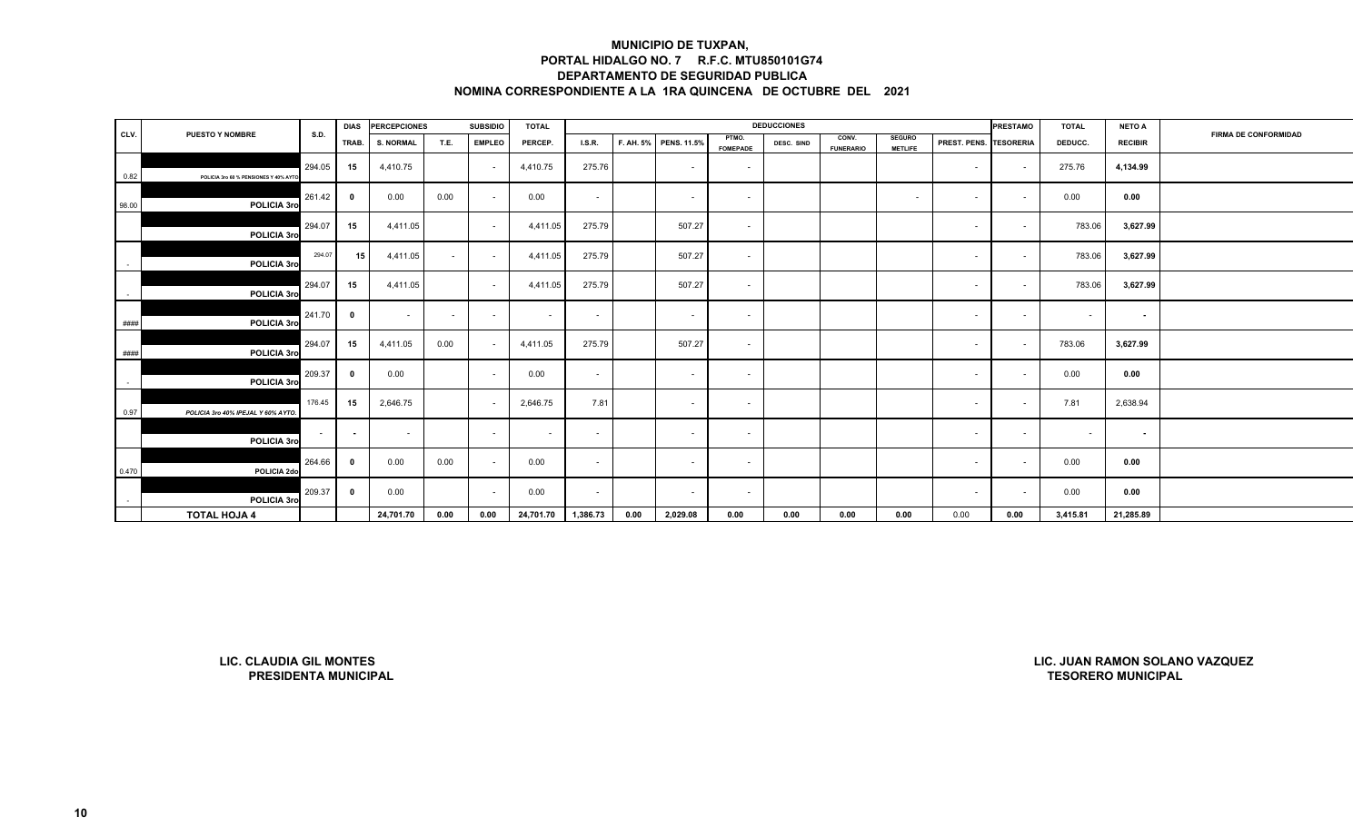# MUNICIPIO DE TUXPAN,
## PORTAL HIDALGO NO. 7 R.F.C. MTU850101G74
## DEPARTAMENTO DE SEGURIDAD PUBLICA
## NOMINA CORRESPONDIENTE A LA 1RA QUINCENA DE OCTUBRE DEL 2021

| CLV. | PUESTO Y NOMBRE | S.D. | DIAS TRAB. | PERCEPCIONES S. NORMAL | T.E. | SUBSIDIO EMPLEO | TOTAL PERCEP. | DEDUCCIONES I.S.R. | F. AH. 5% | PENS. 11.5% | PTMO. FOMEPADE | DESC. SIND | CONV. FUNERARIO | SEGURO METLIFE | PREST. PENS. | PRESTAMO TESORERIA | TOTAL DEDUCC. | NETO A RECIBIR | FIRMA DE CONFORMIDAD |
|---|---|---|---|---|---|---|---|---|---|---|---|---|---|---|---|---|---|---|---|
| 0.82 | POLICIA 3ro 60 % PENSIONES Y 40% AYTO | 294.05 | 15 | 4,410.75 | | - | 4,410.75 | 275.76 | | - | - | | | | - | - | 275.76 | 4,134.99 | |
| 98.00 | POLICIA 3ro | 261.42 | 0 | 0.00 | 0.00 | - | 0.00 | - | | - | - | | | - | - | - | 0.00 | 0.00 | |
| | POLICIA 3ro | 294.07 | 15 | 4,411.05 | | - | 4,411.05 | 275.79 | | 507.27 | - | | | | - | - | 783.06 | 3,627.99 | |
| - | POLICIA 3ro | 294.07 | 15 | 4,411.05 | - | - | 4,411.05 | 275.79 | | 507.27 | - | | | | - | - | 783.06 | 3,627.99 | |
| - | POLICIA 3ro | 294.07 | 15 | 4,411.05 | | - | 4,411.05 | 275.79 | | 507.27 | - | | | | - | - | 783.06 | 3,627.99 | |
| #### | POLICIA 3ro | 241.70 | 0 | - | - | - | - | - | | - | - | | | | - | - | - | - | |
| #### | POLICIA 3ro | 294.07 | 15 | 4,411.05 | 0.00 | - | 4,411.05 | 275.79 | | 507.27 | - | | | | - | - | 783.06 | 3,627.99 | |
| - | POLICIA 3ro | 209.37 | 0 | 0.00 | | - | 0.00 | - | | - | - | | | | - | - | 0.00 | 0.00 | |
| 0.97 | POLICIA 3ro 40% IPEJAL Y 60% AYTO. | 176.45 | 15 | 2,646.75 | | - | 2,646.75 | 7.81 | | - | - | | | | - | - | 7.81 | 2,638.94 | |
| | POLICIA 3ro | - | - | - | | - | - | - | | - | - | | | | - | - | - | - | |
| 0.470 | POLICIA 2do | 264.66 | 0 | 0.00 | 0.00 | - | 0.00 | - | | - | - | | | | - | - | 0.00 | 0.00 | |
| - | POLICIA 3ro | 209.37 | 0 | 0.00 | | - | 0.00 | - | | - | - | | | | - | - | 0.00 | 0.00 | |
| | TOTAL HOJA 4 | | | 24,701.70 | 0.00 | 0.00 | 24,701.70 | 1,386.73 | 0.00 | 2,029.08 | 0.00 | 0.00 | 0.00 | 0.00 | 0.00 | 0.00 | 3,415.81 | 21,285.89 | |

**LIC. CLAUDIA GIL MONTES**
**PRESIDENTA MUNICIPAL**

**LIC. JUAN RAMON SOLANO VAZQUEZ**
**TESORERO MUNICIPAL**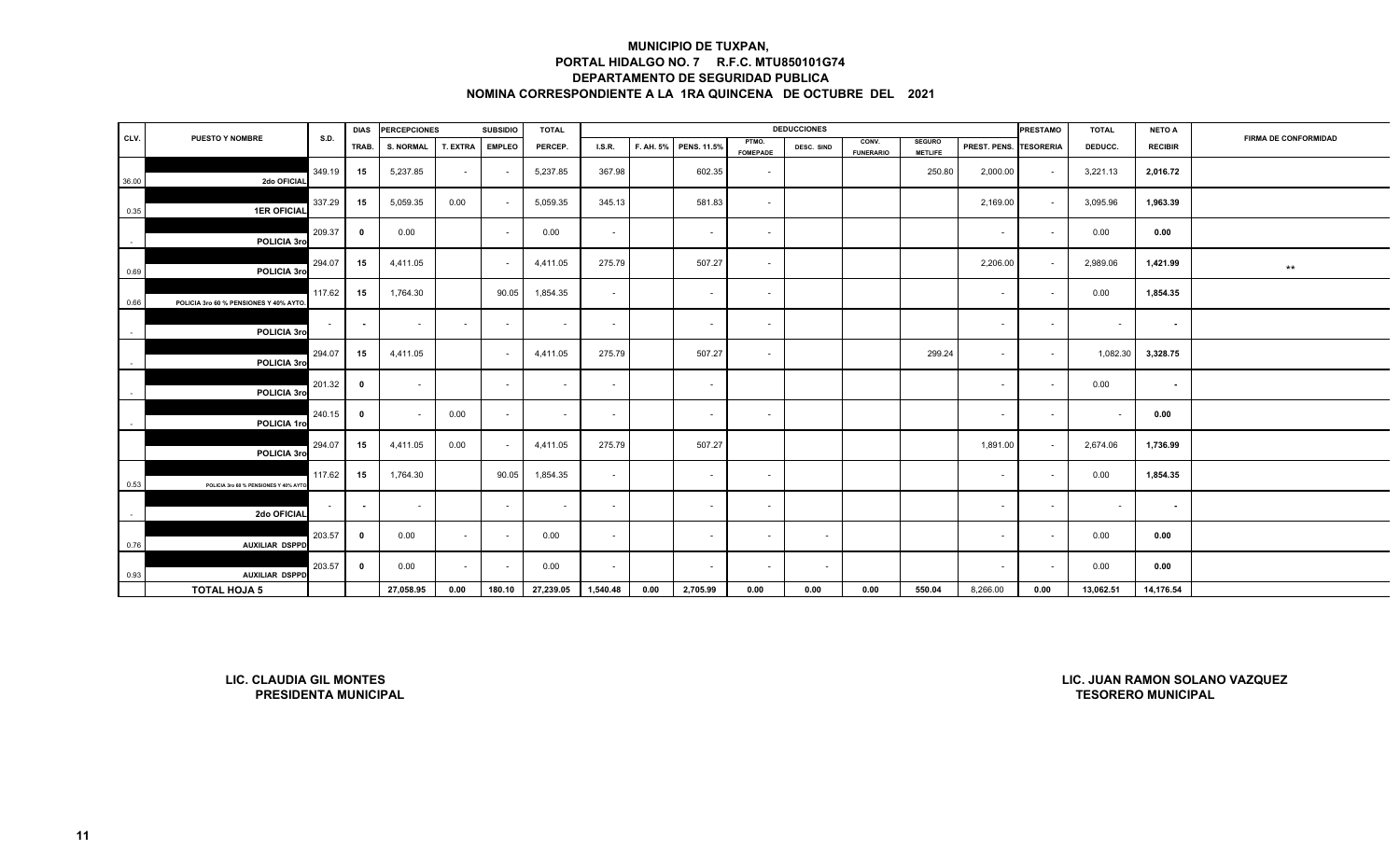# MUNICIPIO DE TUXPAN,
## PORTAL HIDALGO NO. 7 R.F.C. MTU850101G74
## DEPARTAMENTO DE SEGURIDAD PUBLICA
## NOMINA CORRESPONDIENTE A LA 1RA QUINCENA DE OCTUBRE DEL 2021

| CLV. | PUESTO Y NOMBRE | S.D. | DIAS TRAB. | PERCEPCIONES S. NORMAL | T. EXTRA | SUBSIDIO EMPLEO | TOTAL PERCEP. | DEDUCCIONES I.S.R. | F. AH. 5% | PENS. 11.5% | PTMO. FOMEPADE | DESC. SIND | CONV. FUNERARIO | SEGURO METLIFE | PREST. PENS. | PRESTAMO TESORERIA | TOTAL DEDUCC. | NETO A RECIBIR | FIRMA DE CONFORMIDAD |
|---|---|---|---|---|---|---|---|---|---|---|---|---|---|---|---|---|---|---|---|
| 36.00 | 2do OFICIAL | 349.19 | 15 | 5,237.85 | - | - | 5,237.85 | 367.98 | | 602.35 | - | | | 250.80 | 2,000.00 | - | 3,221.13 | 2,016.72 | |
| 0.35 | 1ER OFICIAL | 337.29 | 15 | 5,059.35 | 0.00 | - | 5,059.35 | 345.13 | | 581.83 | - | | | | 2,169.00 | - | 3,095.96 | 1,963.39 | |
| - | POLICIA 3ro | 209.37 | 0 | 0.00 | | - | 0.00 | - | | - | - | | | | - | - | 0.00 | 0.00 | |
| 0.69 | POLICIA 3ro | 294.07 | 15 | 4,411.05 | | - | 4,411.05 | 275.79 | | 507.27 | - | | | | 2,206.00 | - | 2,989.06 | 1,421.99 | ** |
| 0.66 | POLICIA 3ro 60 % PENSIONES Y 40% AYTO. | 117.62 | 15 | 1,764.30 | | 90.05 | 1,854.35 | - | | - | - | | | | - | - | 0.00 | 1,854.35 | |
| - | POLICIA 3ro | - | - | - | - | - | - | - | | - | - | | | | - | - | - | - | |
| - | POLICIA 3ro | 294.07 | 15 | 4,411.05 | | - | 4,411.05 | 275.79 | | 507.27 | - | | | 299.24 | - | - | 1,082.30 | 3,328.75 | |
| - | POLICIA 3ro | 201.32 | 0 | - | | - | - | - | | - | | | | | - | - | 0.00 | - | |
| - | POLICIA 1ro | 240.15 | 0 | - | 0.00 | - | - | - | | - | - | | | | - | - | - | 0.00 | |
| | POLICIA 3ro | 294.07 | 15 | 4,411.05 | 0.00 | - | 4,411.05 | 275.79 | | 507.27 | | | | | 1,891.00 | - | 2,674.06 | 1,736.99 | |
| 0.53 | POLICIA 3ro 60 % PENSIONES Y 40% AYTO | 117.62 | 15 | 1,764.30 | | 90.05 | 1,854.35 | - | | - | - | | | | - | - | 0.00 | 1,854.35 | |
| - | 2do OFICIAL | - | - | - | | - | - | - | | - | - | | | | - | - | - | - | |
| 0.76 | AUXILIAR DSPPD | 203.57 | 0 | 0.00 | - | - | 0.00 | - | | - | - | - | | | - | - | 0.00 | 0.00 | |
| 0.93 | AUXILIAR DSPPD | 203.57 | 0 | 0.00 | - | - | 0.00 | - | | - | - | - | | | - | - | 0.00 | 0.00 | |
| | **TOTAL HOJA 5** | | | **27,058.95** | **0.00** | **180.10** | **27,239.05** | **1,540.48** | **0.00** | **2,705.99** | **0.00** | **0.00** | **0.00** | **550.04** | 8,266.00 | **0.00** | **13,062.51** | **14,176.54** | |

**LIC. CLAUDIA GIL MONTES**
**PRESIDENTA MUNICIPAL**

**LIC. JUAN RAMON SOLANO VAZQUEZ**
**TESORERO MUNICIPAL**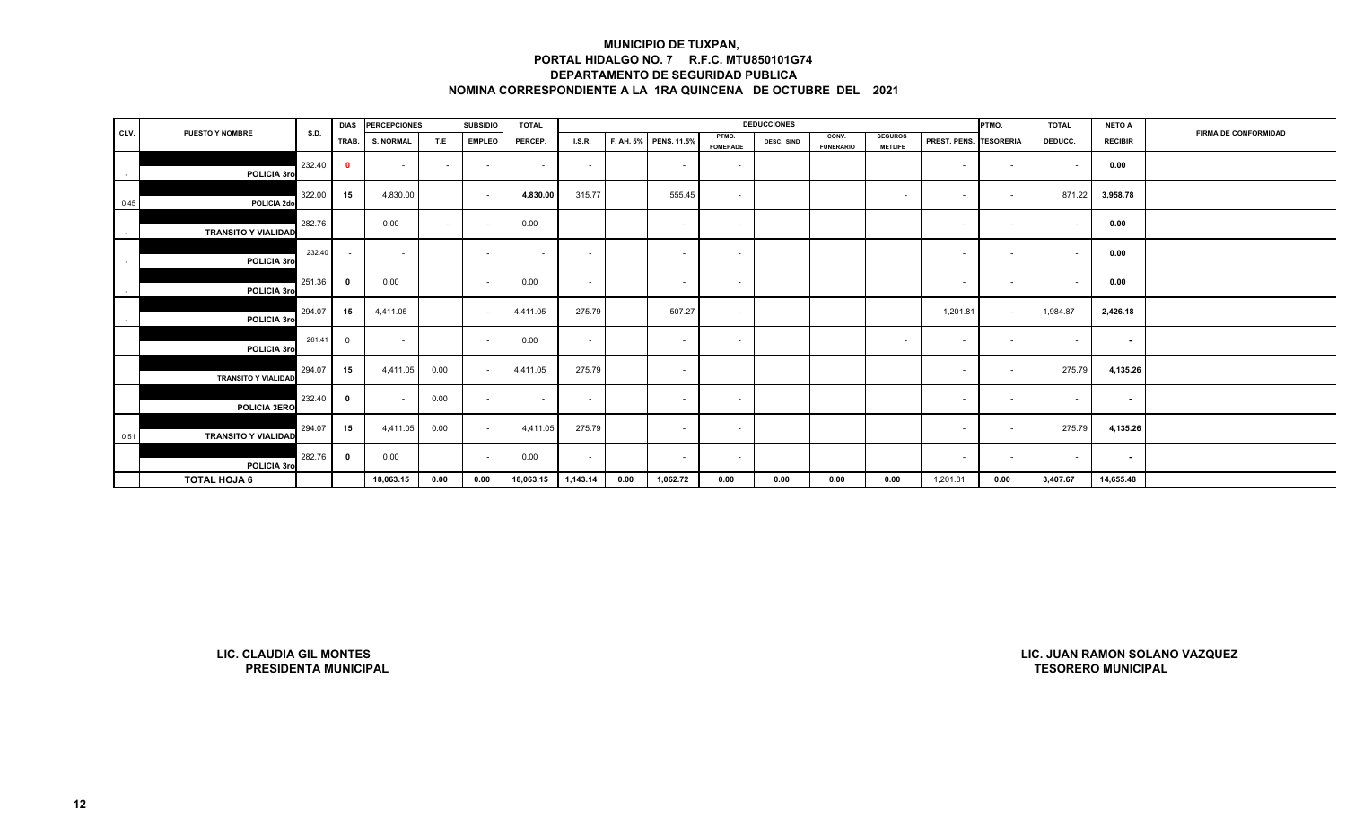# MUNICIPIO DE TUXPAN,
## PORTAL HIDALGO NO. 7 R.F.C. MTU850101G74
## DEPARTAMENTO DE SEGURIDAD PUBLICA
## NOMINA CORRESPONDIENTE A LA 1RA QUINCENA DE OCTUBRE DEL 2021

| CLV. | PUESTO Y NOMBRE | S.D. | DIAS TRAB. | PERCEPCIONES S. NORMAL | T.E | SUBSIDIO EMPLEO | TOTAL PERCEP. | DEDUCCIONES I.S.R. | F. AH. 5% | PENS. 11.5% | PTMO. FOMEPADE | DESC. SIND | CONV. FUNERARIO | SEGUROS METLIFE | PREST. PENS. | PTMO. TESORERIA | TOTAL DEDUCC. | NETO A RECIBIR | FIRMA DE CONFORMIDAD |
|---|---|---|---|---|---|---|---|---|---|---|---|---|---|---|---|---|---|---|---|
| - | POLICIA 3ro | 232.40 | 0 | - | - | - | - | - | | - | - | | | | - | - | - | 0.00 | |
| 0.45 | POLICIA 2do | 322.00 | 15 | 4,830.00 | | - | 4,830.00 | 315.77 | | 555.45 | - | | | - | - | - | 871.22 | 3,958.78 | |
| - | TRANSITO Y VIALIDAD | 282.76 | | 0.00 | - | - | 0.00 | | | - | - | | | | - | - | - | 0.00 | |
| - | POLICIA 3ro | 232.40 | - | - | | - | - | - | | - | - | | | | - | - | - | 0.00 | |
| - | POLICIA 3ro | 251.36 | 0 | 0.00 | | - | 0.00 | - | | - | - | | | | - | - | - | 0.00 | |
| - | POLICIA 3ro | 294.07 | 15 | 4,411.05 | | - | 4,411.05 | 275.79 | | 507.27 | - | | | | 1,201.81 | - | 1,984.87 | 2,426.18 | |
| | POLICIA 3ro | 261.41 | 0 | - | | - | 0.00 | - | | - | - | | | - | - | - | - | - | |
| | TRANSITO Y VIALIDAD | 294.07 | 15 | 4,411.05 | 0.00 | - | 4,411.05 | 275.79 | | - | | | | | - | - | 275.79 | 4,135.26 | |
| | POLICIA 3ERO | 232.40 | 0 | - | 0.00 | - | - | - | | - | - | | | | - | - | - | - | |
| 0.51 | TRANSITO Y VIALIDAD | 294.07 | 15 | 4,411.05 | 0.00 | - | 4,411.05 | 275.79 | | - | - | | | | - | - | 275.79 | 4,135.26 | |
| | POLICIA 3ro | 282.76 | 0 | 0.00 | | - | 0.00 | - | | - | - | | | | - | - | - | - | |
| | **TOTAL HOJA 6** | | | 18,063.15 | 0.00 | 0.00 | 18,063.15 | 1,143.14 | 0.00 | 1,062.72 | 0.00 | 0.00 | 0.00 | 0.00 | 1,201.81 | 0.00 | 3,407.67 | 14,655.48 | |

**LIC. CLAUDIA GIL MONTES**
**PRESIDENTA MUNICIPAL**

**LIC. JUAN RAMON SOLANO VAZQUEZ**
**TESORERO MUNICIPAL**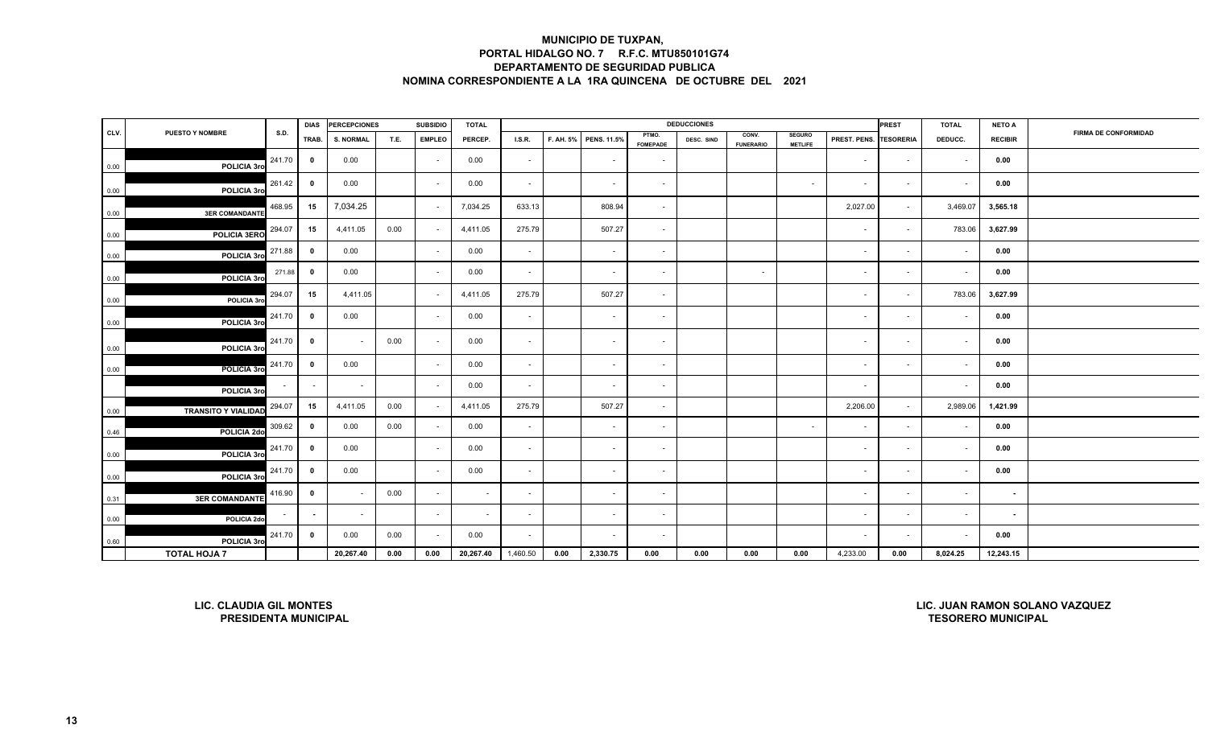# MUNICIPIO DE TUXPAN,
## PORTAL HIDALGO NO. 7 R.F.C. MTU850101G74
## DEPARTAMENTO DE SEGURIDAD PUBLICA
## NOMINA CORRESPONDIENTE A LA 1RA QUINCENA DE OCTUBRE DEL 2021

| CLV. | PUESTO Y NOMBRE | S.D. | DIAS | PERCEPCIONES | | SUBSIDIO | TOTAL | DEDUCCIONES | | | | | | | | PREST | TOTAL | NETO A | FIRMA DE CONFORMIDAD |
|---|---|---|---|---|---|---|---|---|---|---|---|---|---|---|---|---|---|---|---|
| | | | TRAB. | S. NORMAL | T.E. | EMPLEO | PERCEP. | I.S.R. | F. AH. 5% | PENS. 11.5% | PTMO. FOMEPADE | DESC. SIND | CONV. FUNERARIO | SEGURO METLIFE | PREST. PENS. | TESORERIA | DEDUCC. | RECIBIR | |
| 0.00 | POLICIA 3ro | 241.70 | 0 | 0.00 | | - | 0.00 | - | | - | - | | | | - | - | - | 0.00 | |
| 0.00 | POLICIA 3ro | 261.42 | 0 | 0.00 | | - | 0.00 | - | | - | - | | | - | - | - | - | 0.00 | |
| 0.00 | 3ER COMANDANTE | 468.95 | 15 | 7,034.25 | | - | 7,034.25 | 633.13 | | 808.94 | - | | | | 2,027.00 | - | 3,469.07 | 3,565.18 | |
| 0.00 | POLICIA 3ERO | 294.07 | 15 | 4,411.05 | 0.00 | - | 4,411.05 | 275.79 | | 507.27 | - | | | | - | - | 783.06 | 3,627.99 | |
| 0.00 | POLICIA 3ro | 271.88 | 0 | 0.00 | | - | 0.00 | - | | - | - | | | | - | - | - | 0.00 | |
| 0.00 | POLICIA 3ro | 271.88 | 0 | 0.00 | | - | 0.00 | - | | - | - | | - | | - | - | - | 0.00 | |
| 0.00 | POLICIA 3ro | 294.07 | 15 | 4,411.05 | | - | 4,411.05 | 275.79 | | 507.27 | - | | | | - | - | 783.06 | 3,627.99 | |
| 0.00 | POLICIA 3ro | 241.70 | 0 | 0.00 | | - | 0.00 | - | | - | - | | | | - | - | - | 0.00 | |
| 0.00 | POLICIA 3ro | 241.70 | 0 | - | 0.00 | - | 0.00 | - | | - | - | | | | - | - | - | 0.00 | |
| 0.00 | POLICIA 3ro | 241.70 | 0 | 0.00 | | - | 0.00 | - | | - | - | | | | - | - | - | 0.00 | |
| | POLICIA 3ro | - | - | - | | - | 0.00 | - | | - | - | | | | - | | - | 0.00 | |
| 0.00 | TRANSITO Y VIALIDAD | 294.07 | 15 | 4,411.05 | 0.00 | - | 4,411.05 | 275.79 | | 507.27 | - | | | | 2,206.00 | - | 2,989.06 | 1,421.99 | |
| 0.46 | POLICIA 2do | 309.62 | 0 | 0.00 | 0.00 | - | 0.00 | - | | - | - | | | - | - | - | - | 0.00 | |
| 0.00 | POLICIA 3ro | 241.70 | 0 | 0.00 | | - | 0.00 | - | | - | - | | | | - | - | - | 0.00 | |
| 0.00 | POLICIA 3ro | 241.70 | 0 | 0.00 | | - | 0.00 | - | | - | - | | | | - | - | - | 0.00 | |
| 0.31 | 3ER COMANDANTE | 416.90 | 0 | - | 0.00 | - | - | - | | - | - | | | | - | - | - | - | |
| 0.00 | POLICIA 2do | - | - | - | | - | - | - | | - | - | | | | - | - | - | - | |
| 0.60 | POLICIA 3ro | 241.70 | 0 | 0.00 | 0.00 | - | 0.00 | - | | - | - | | | | - | - | - | 0.00 | |
| | TOTAL HOJA 7 | | | 20,267.40 | 0.00 | 0.00 | 20,267.40 | 1,460.50 | 0.00 | 2,330.75 | 0.00 | 0.00 | 0.00 | 0.00 | 4,233.00 | 0.00 | 8,024.25 | 12,243.15 | |

**LIC. CLAUDIA GIL MONTES**
**PRESIDENTA MUNICIPAL**

**LIC. JUAN RAMON SOLANO VAZQUEZ**
**TESORERO MUNICIPAL**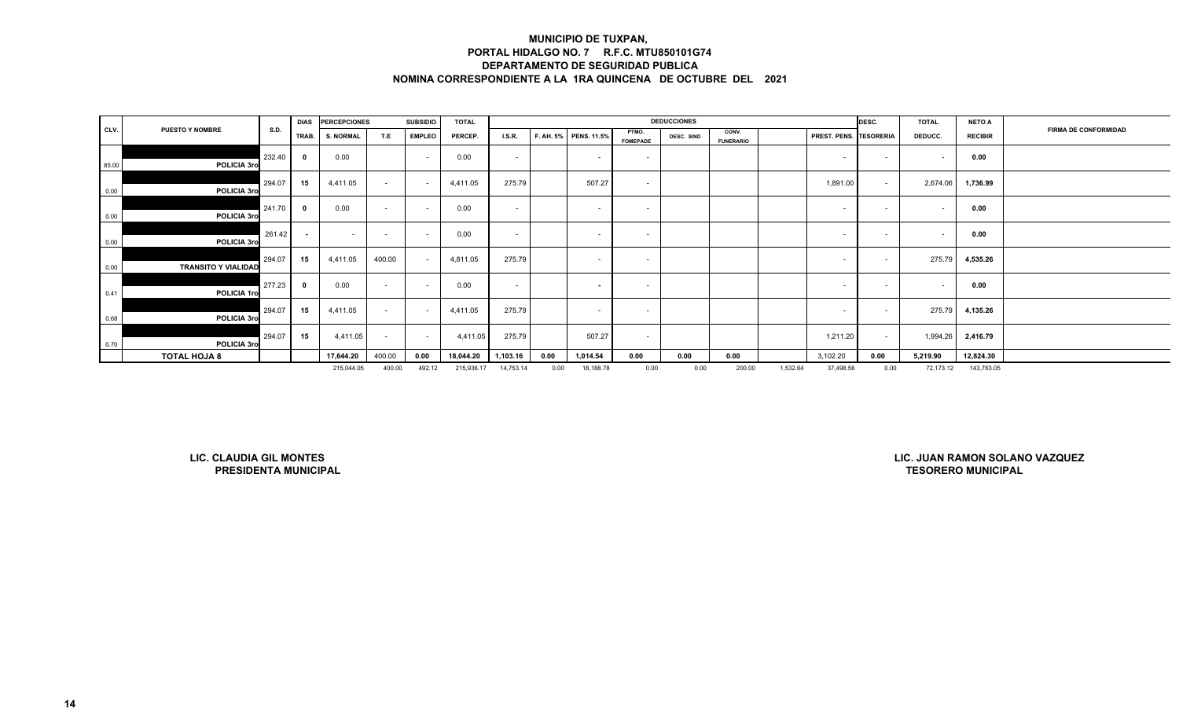# MUNICIPIO DE TUXPAN,

## PORTAL HIDALGO NO. 7 R.F.C. MTU850101G74

## DEPARTAMENTO DE SEGURIDAD PUBLICA

## NOMINA CORRESPONDIENTE A LA 1RA QUINCENA DE OCTUBRE DEL 2021

| CLV. | PUESTO Y NOMBRE | S.D. | DIAS | PERCEPCIONES | | SUBSIDIO | TOTAL | DEDUCCIONES | | | | | | | | | DESC. | TOTAL | NETO A | FIRMA DE CONFORMIDAD |
|---|---|---|---|---|---|---|---|---|---|---|---|---|---|---|---|---|---|---|---|---|
| | | | TRAB. | S. NORMAL | T.E | EMPLEO | PERCEP. | I.S.R. | F. AH. 5% | PENS. 11.5% | PTMO. FOMEPADE | DESC. SIND | CONV. FUNERARIO | | PREST. PENS. | | TESORERIA | DEDUCC. | RECIBIR | |
| 85.00 | POLICIA 3ro | 232.40 | 0 | 0.00 | | - | 0.00 | - | | - | - | | | | - | | - | - | 0.00 | |
| 0.00 | POLICIA 3ro | 294.07 | 15 | 4,411.05 | - | - | 4,411.05 | 275.79 | | 507.27 | - | | | | 1,891.00 | | - | 2,674.06 | 1,736.99 | |
| 0.00 | POLICIA 3ro | 241.70 | 0 | 0.00 | - | - | 0.00 | - | | - | - | | | | - | | - | - | 0.00 | |
| 0.00 | POLICIA 3ro | 261.42 | - | - | - | - | 0.00 | - | | - | - | | | | - | | - | - | 0.00 | |
| 0.00 | TRANSITO Y VIALIDAD | 294.07 | 15 | 4,411.05 | 400.00 | - | 4,811.05 | 275.79 | | - | - | | | | - | | - | 275.79 | 4,535.26 | |
| 0.41 | POLICIA 1ro | 277.23 | 0 | 0.00 | - | - | 0.00 | - | | - | - | | | | - | | - | - | 0.00 | |
| 0.68 | POLICIA 3ro | 294.07 | 15 | 4,411.05 | - | - | 4,411.05 | 275.79 | | - | - | | | | - | | - | 275.79 | 4,135.26 | |
| 0.70 | POLICIA 3ro | 294.07 | 15 | 4,411.05 | - | - | 4,411.05 | 275.79 | | 507.27 | - | | | | 1,211.20 | | - | 1,994.26 | 2,416.79 | |
| | **TOTAL HOJA 8** | | | **17,644.20** | **400.00** | **0.00** | **18,044.20** | **1,103.16** | **0.00** | **1,014.54** | **0.00** | **0.00** | **0.00** | | **3,102.20** | | **0.00** | **5,219.90** | **12,824.30** | |
| | | | | 215,044.05 | 400.00 | 492.12 | 215,936.17 | 14,753.14 | 0.00 | 18,188.78 | 0.00 | 0.00 | 200.00 | 1,532.64 | 37,498.56 | | 0.00 | 72,173.12 | 143,763.05 | |

**LIC. CLAUDIA GIL MONTES**
**PRESIDENTA MUNICIPAL**

**LIC. JUAN RAMON SOLANO VAZQUEZ**
**TESORERO MUNICIPAL**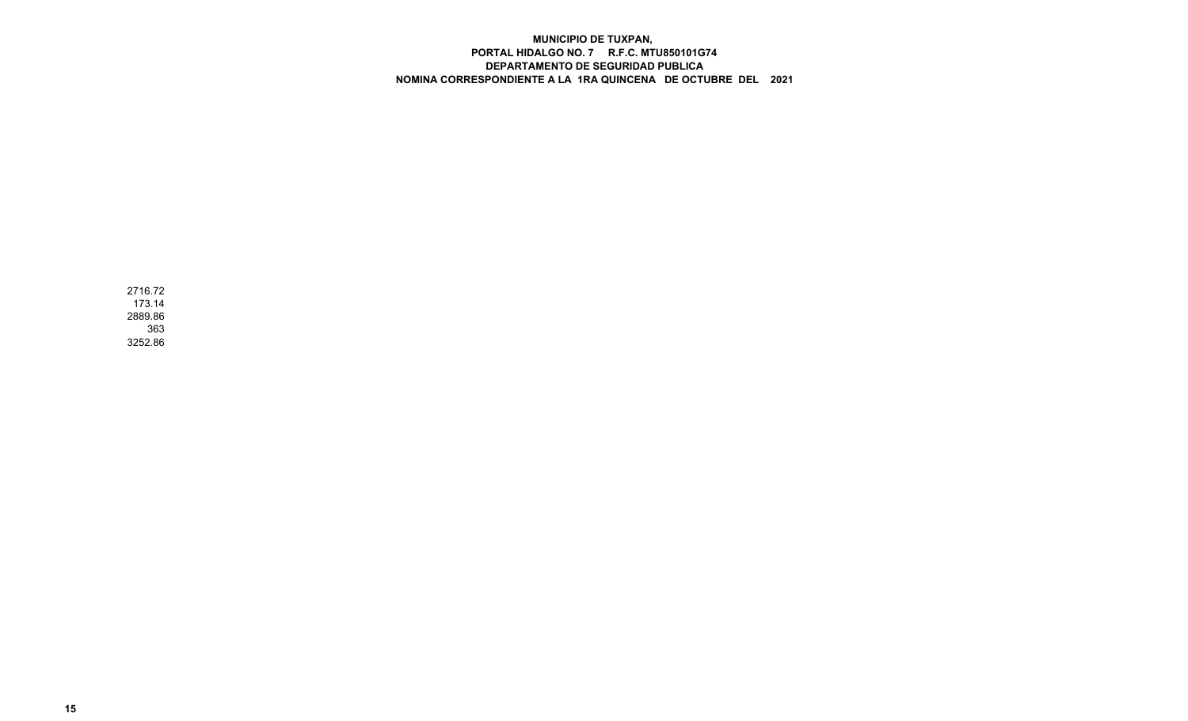**MUNICIPIO DE TUXPAN,**
**PORTAL HIDALGO NO. 7 R.F.C. MTU850101G74**
**DEPARTAMENTO DE SEGURIDAD PUBLICA**
**NOMINA CORRESPONDIENTE A LA 1RA QUINCENA DE OCTUBRE DEL 2021**

2716.72
173.14
2889.86
363
3252.86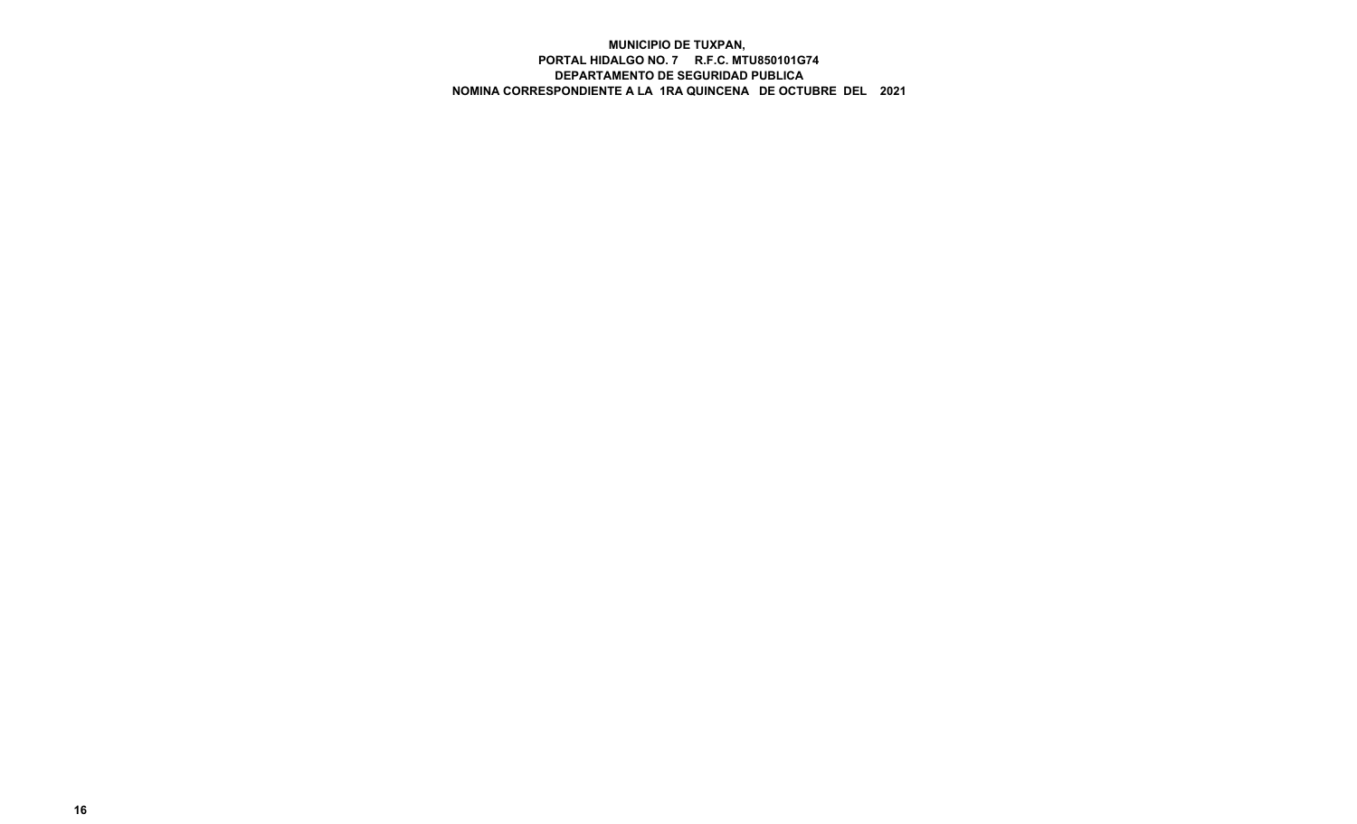**MUNICIPIO DE TUXPAN,**
**PORTAL HIDALGO NO. 7 R.F.C. MTU850101G74**
**DEPARTAMENTO DE SEGURIDAD PUBLICA**
**NOMINA CORRESPONDIENTE A LA 1RA QUINCENA DE OCTUBRE DEL 2021**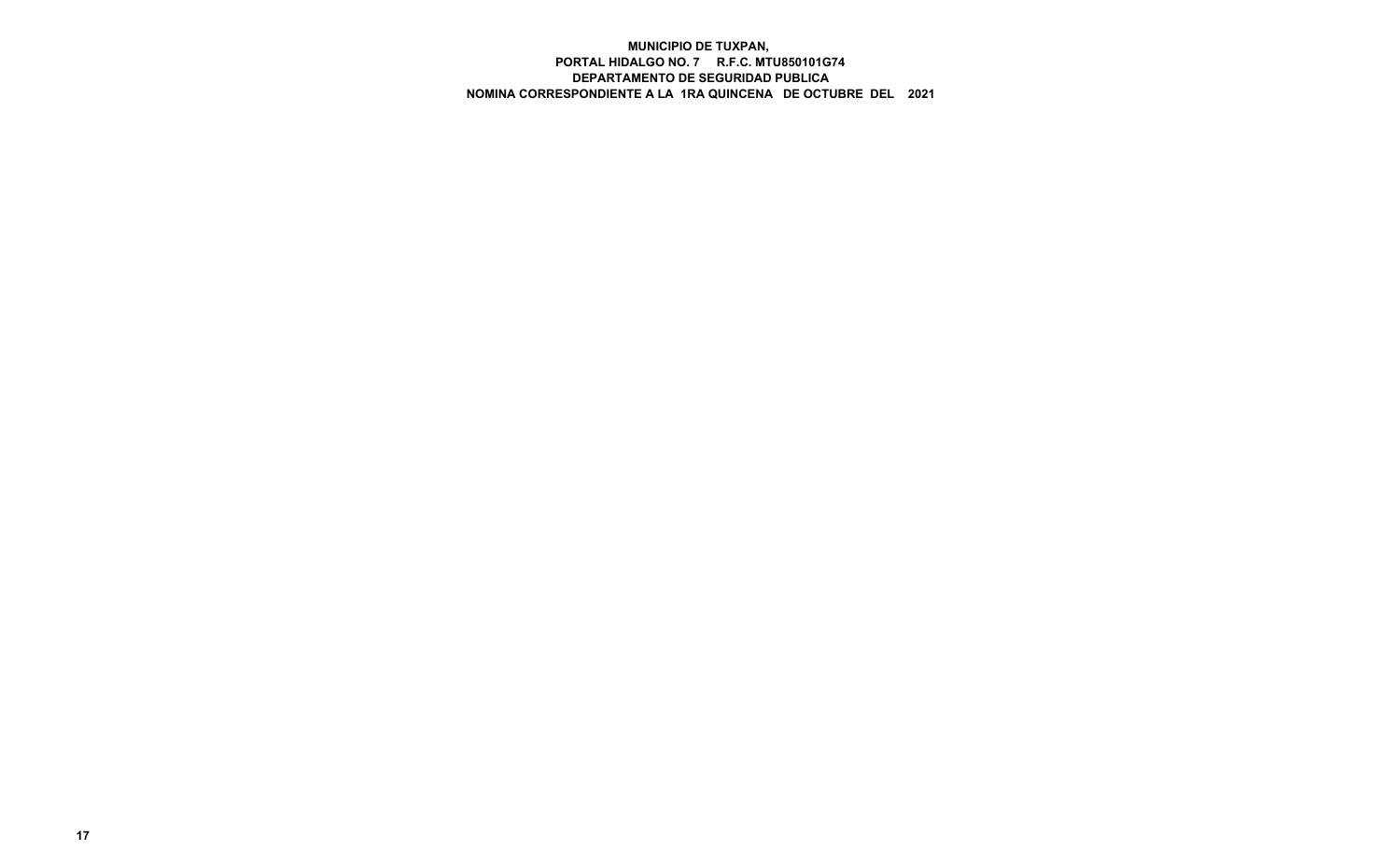**MUNICIPIO DE TUXPAN,**
**PORTAL HIDALGO NO. 7 R.F.C. MTU850101G74**
**DEPARTAMENTO DE SEGURIDAD PUBLICA**
**NOMINA CORRESPONDIENTE A LA 1RA QUINCENA DE OCTUBRE DEL 2021**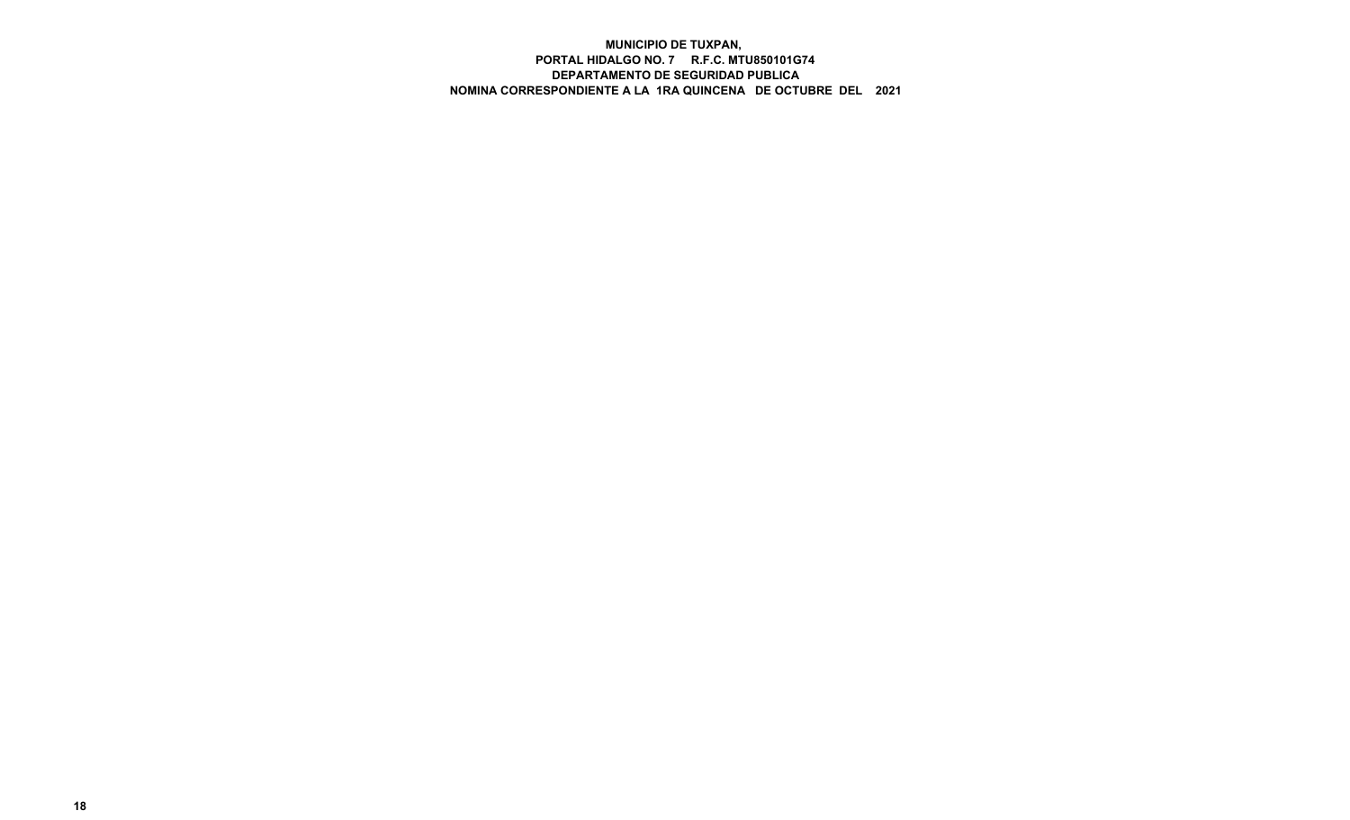**MUNICIPIO DE TUXPAN,**

**PORTAL HIDALGO NO. 7 R.F.C. MTU850101G74**

**DEPARTAMENTO DE SEGURIDAD PUBLICA**

**NOMINA CORRESPONDIENTE A LA 1RA QUINCENA DE OCTUBRE DEL 2021**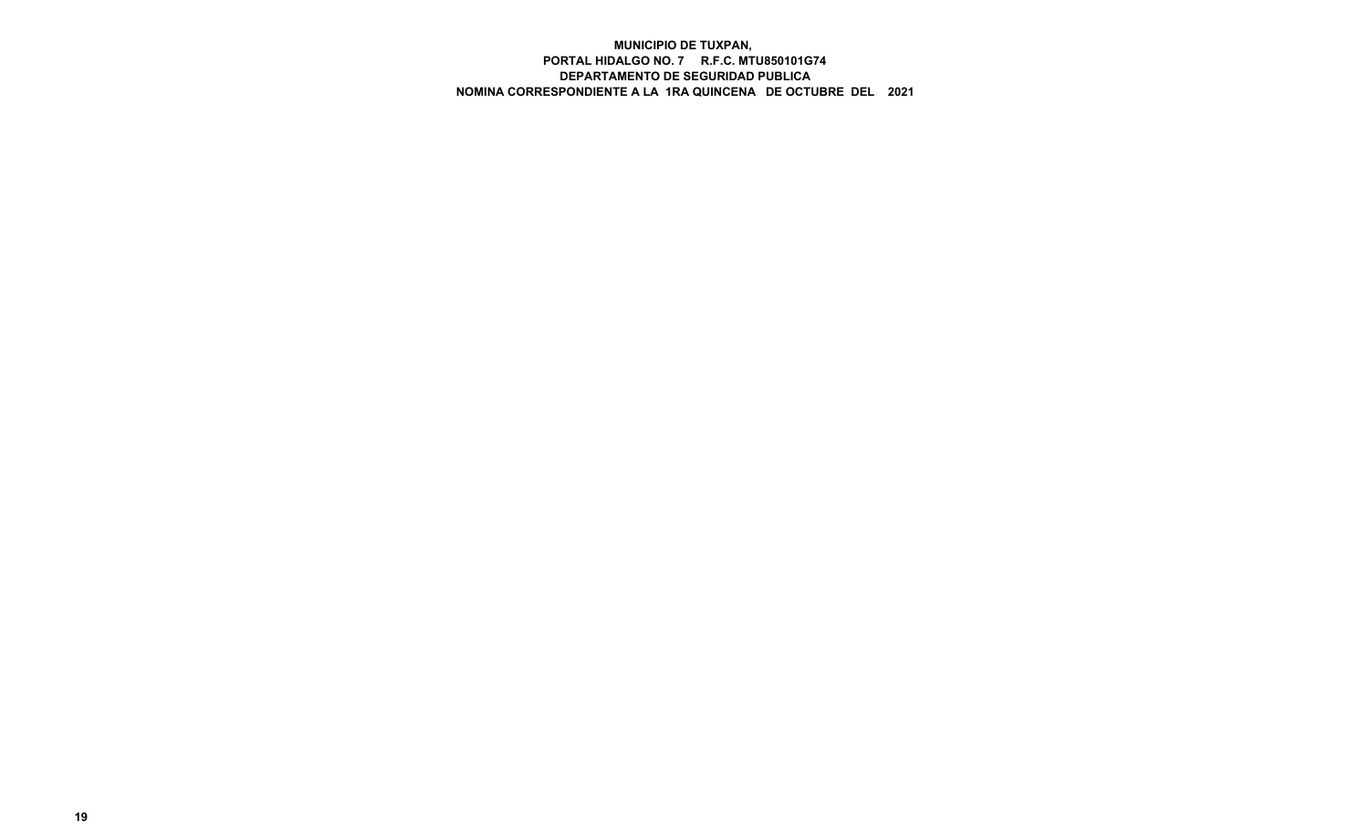**MUNICIPIO DE TUXPAN,**
**PORTAL HIDALGO NO. 7 R.F.C. MTU850101G74**
**DEPARTAMENTO DE SEGURIDAD PUBLICA**
**NOMINA CORRESPONDIENTE A LA 1RA QUINCENA DE OCTUBRE DEL 2021**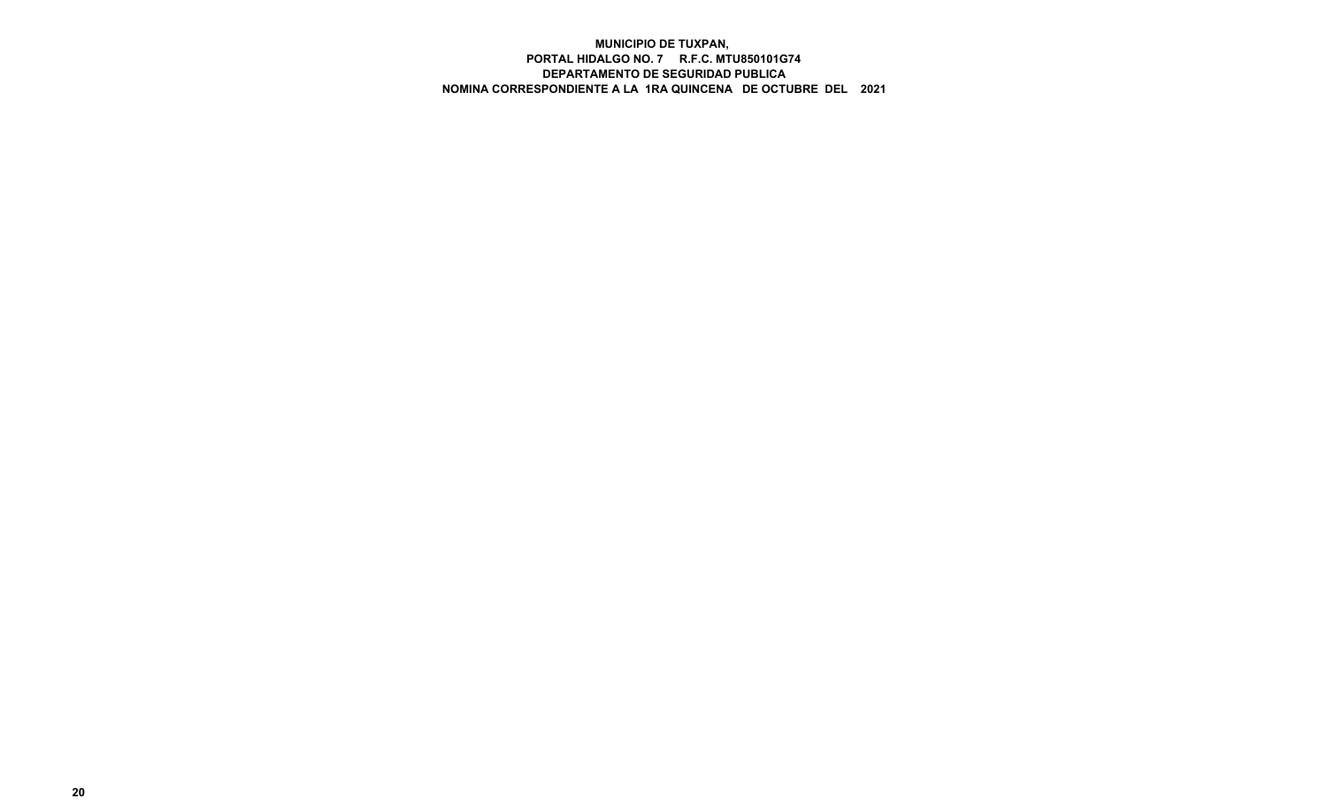**MUNICIPIO DE TUXPAN,**

**PORTAL HIDALGO NO. 7 R.F.C. MTU850101G74**

**DEPARTAMENTO DE SEGURIDAD PUBLICA**

**NOMINA CORRESPONDIENTE A LA 1RA QUINCENA DE OCTUBRE DEL 2021**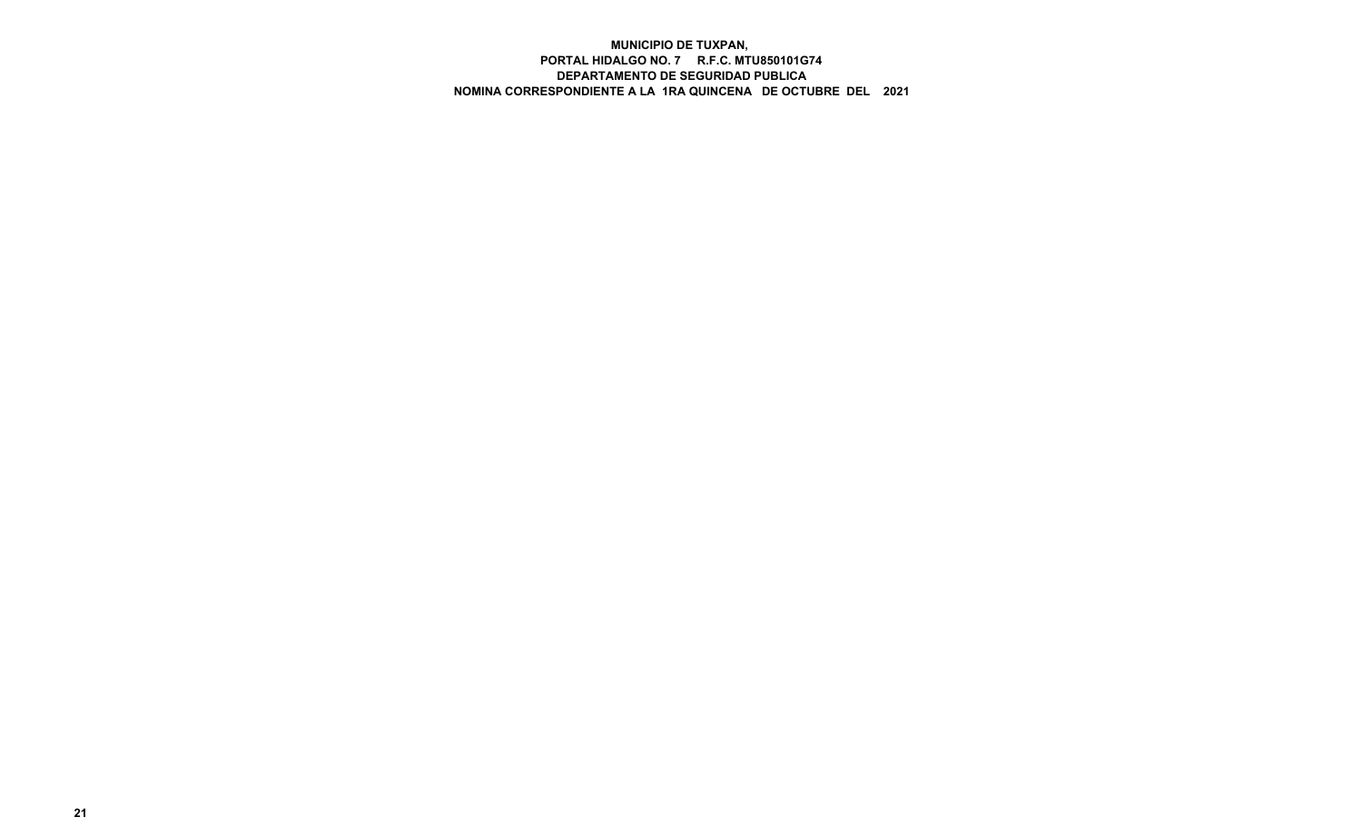**MUNICIPIO DE TUXPAN,**
**PORTAL HIDALGO NO. 7 R.F.C. MTU850101G74**
**DEPARTAMENTO DE SEGURIDAD PUBLICA**
**NOMINA CORRESPONDIENTE A LA 1RA QUINCENA DE OCTUBRE DEL 2021**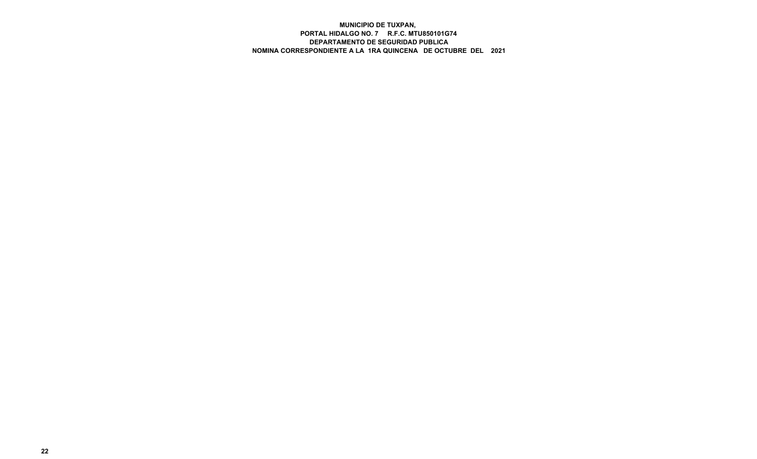**MUNICIPIO DE TUXPAN,**
**PORTAL HIDALGO NO. 7 R.F.C. MTU850101G74**
**DEPARTAMENTO DE SEGURIDAD PUBLICA**
**NOMINA CORRESPONDIENTE A LA 1RA QUINCENA DE OCTUBRE DEL 2021**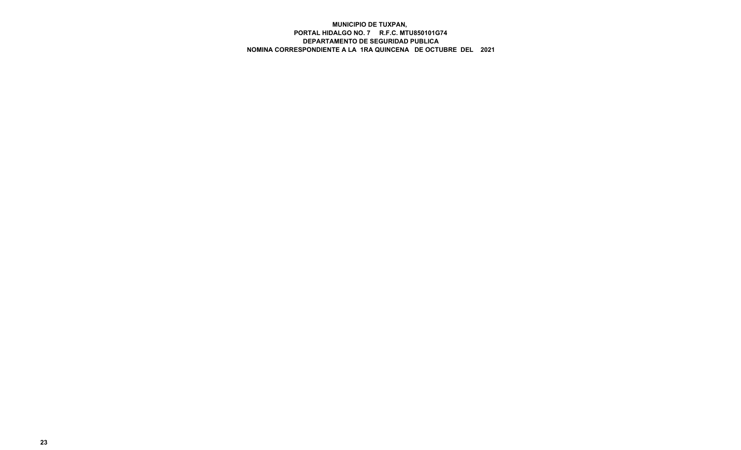**MUNICIPIO DE TUXPAN,**
**PORTAL HIDALGO NO. 7 R.F.C. MTU850101G74**
**DEPARTAMENTO DE SEGURIDAD PUBLICA**
**NOMINA CORRESPONDIENTE A LA 1RA QUINCENA DE OCTUBRE DEL 2021**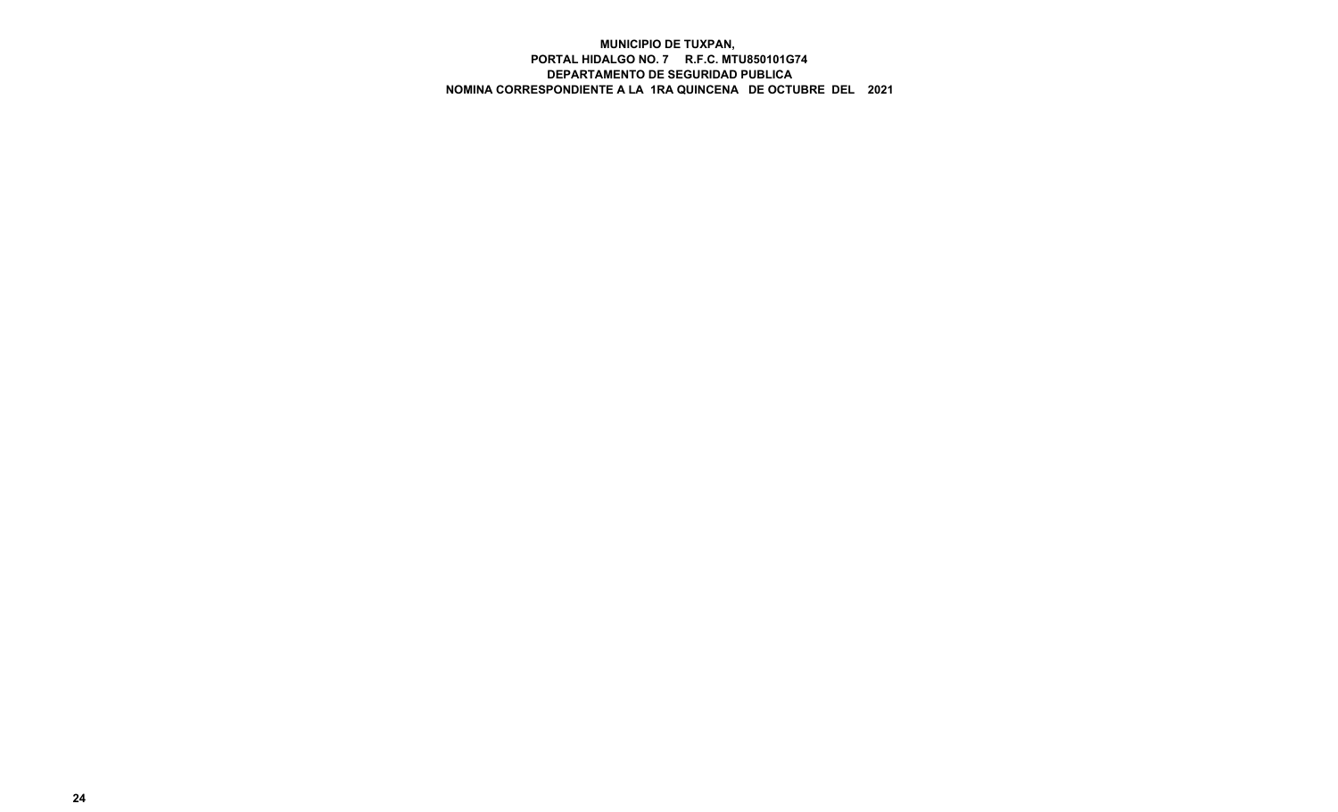**MUNICIPIO DE TUXPAN,**
**PORTAL HIDALGO NO. 7 R.F.C. MTU850101G74**
**DEPARTAMENTO DE SEGURIDAD PUBLICA**
**NOMINA CORRESPONDIENTE A LA 1RA QUINCENA DE OCTUBRE DEL 2021**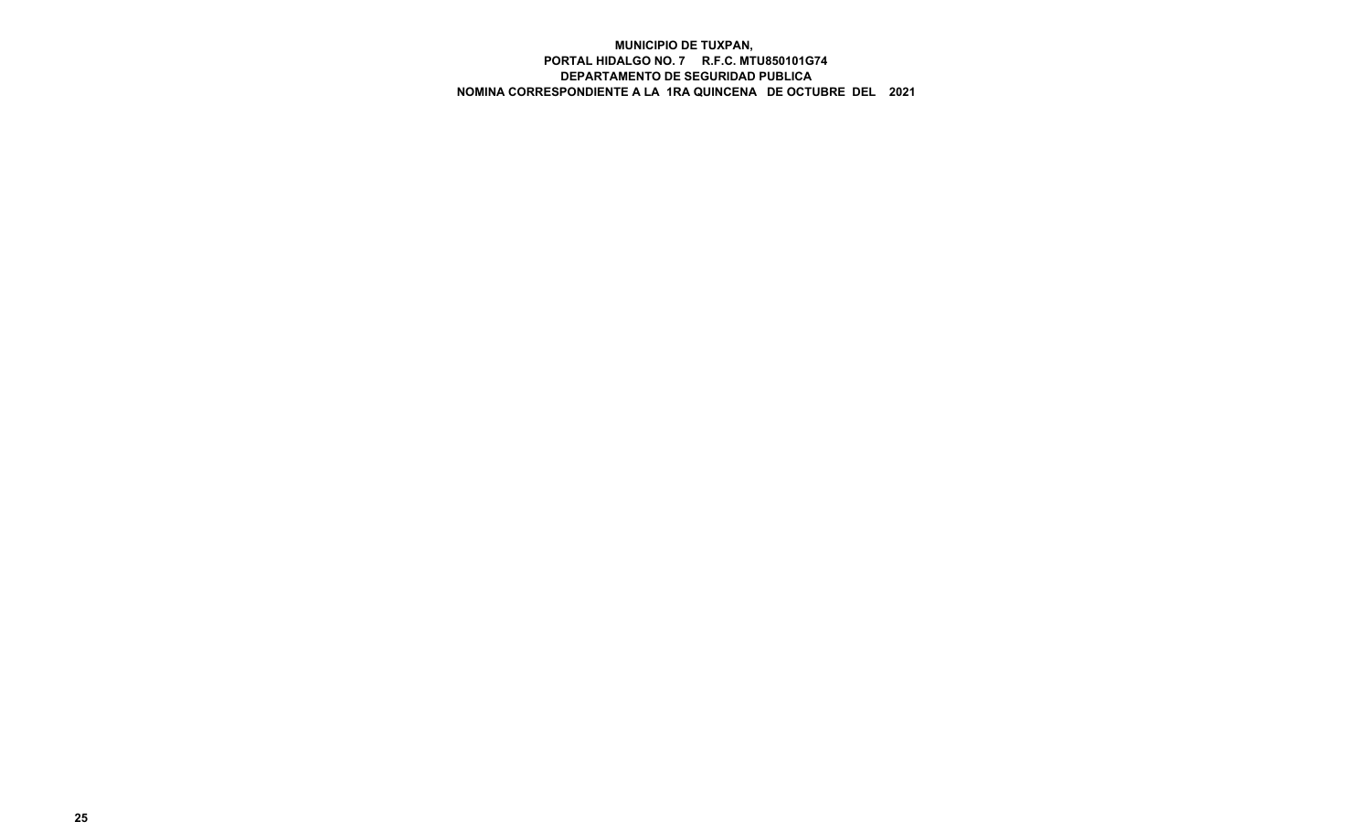**MUNICIPIO DE TUXPAN,**

**PORTAL HIDALGO NO. 7 R.F.C. MTU850101G74**

**DEPARTAMENTO DE SEGURIDAD PUBLICA**

**NOMINA CORRESPONDIENTE A LA 1RA QUINCENA DE OCTUBRE DEL 2021**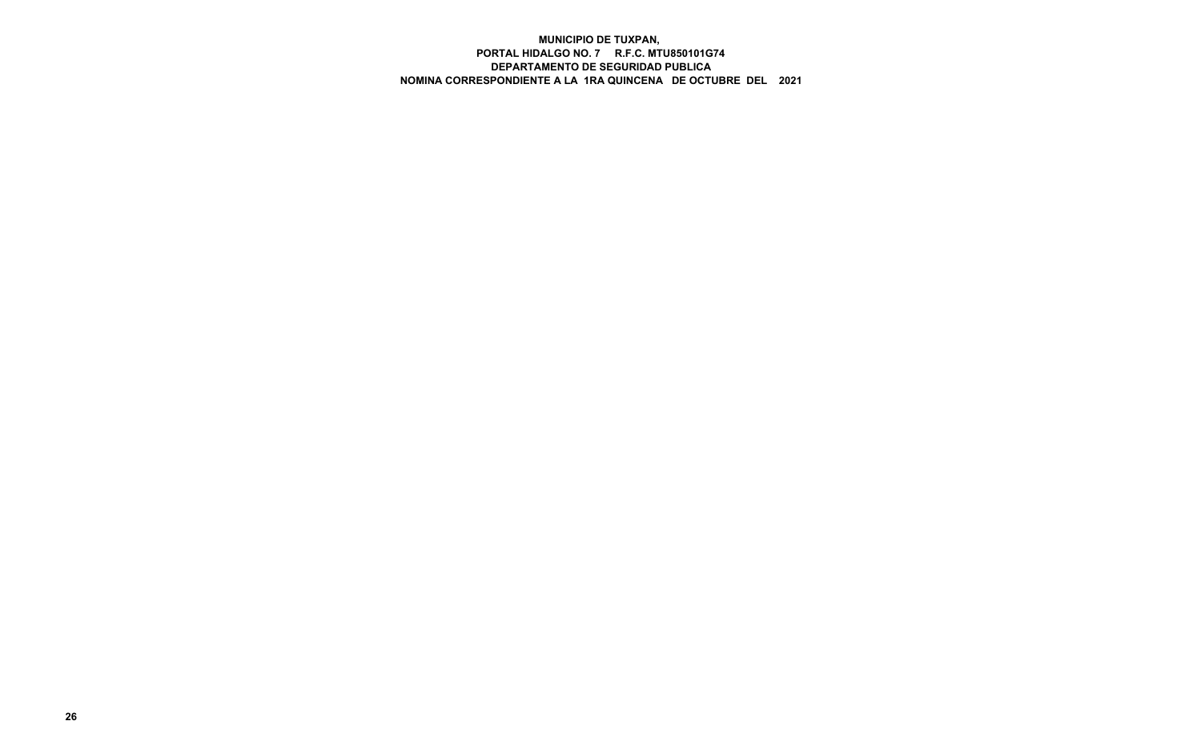**MUNICIPIO DE TUXPAN,**
**PORTAL HIDALGO NO. 7 R.F.C. MTU850101G74**
**DEPARTAMENTO DE SEGURIDAD PUBLICA**
**NOMINA CORRESPONDIENTE A LA 1RA QUINCENA DE OCTUBRE DEL 2021**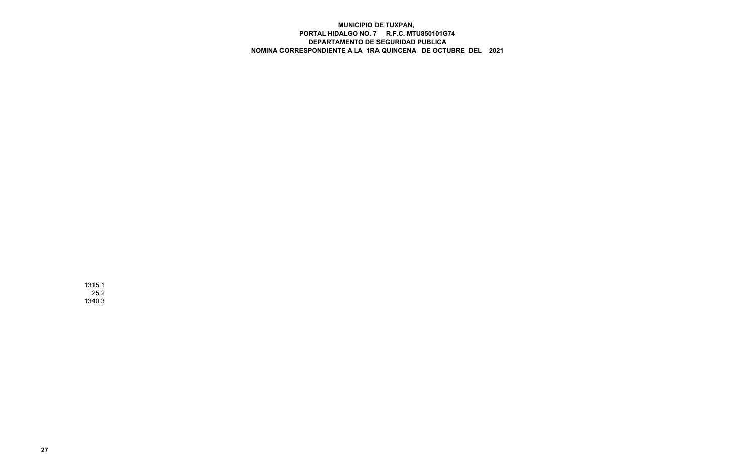**MUNICIPIO DE TUXPAN,**
**PORTAL HIDALGO NO. 7 R.F.C. MTU850101G74**
**DEPARTAMENTO DE SEGURIDAD PUBLICA**
**NOMINA CORRESPONDIENTE A LA 1RA QUINCENA DE OCTUBRE DEL 2021**

1315.1
25.2
1340.3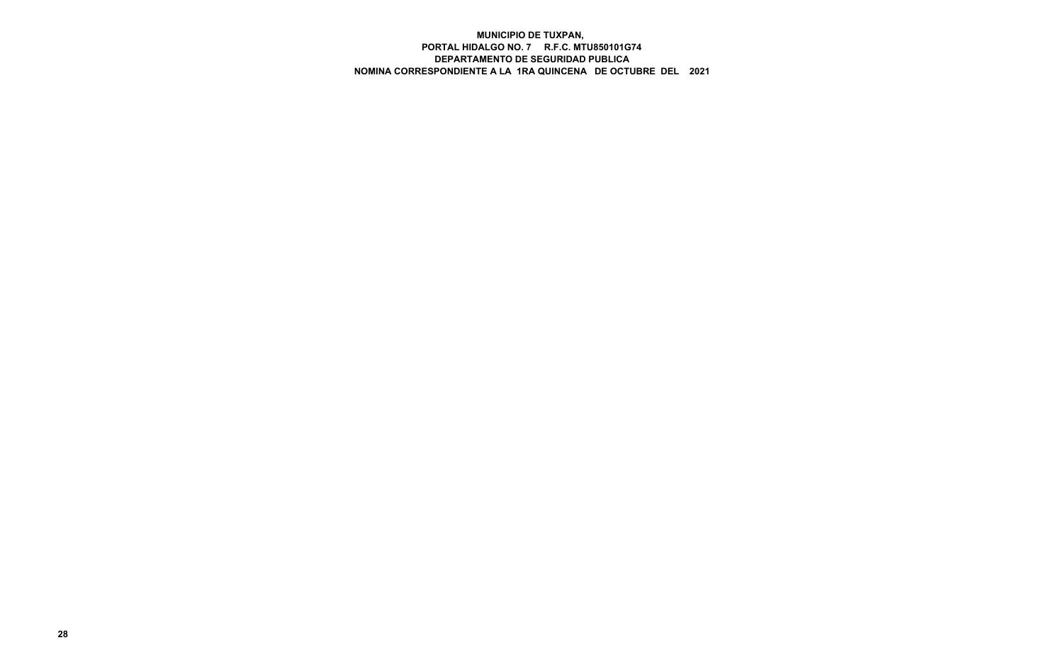**MUNICIPIO DE TUXPAN,**

**PORTAL HIDALGO NO. 7 R.F.C. MTU850101G74**

**DEPARTAMENTO DE SEGURIDAD PUBLICA**

**NOMINA CORRESPONDIENTE A LA 1RA QUINCENA DE OCTUBRE DEL 2021**